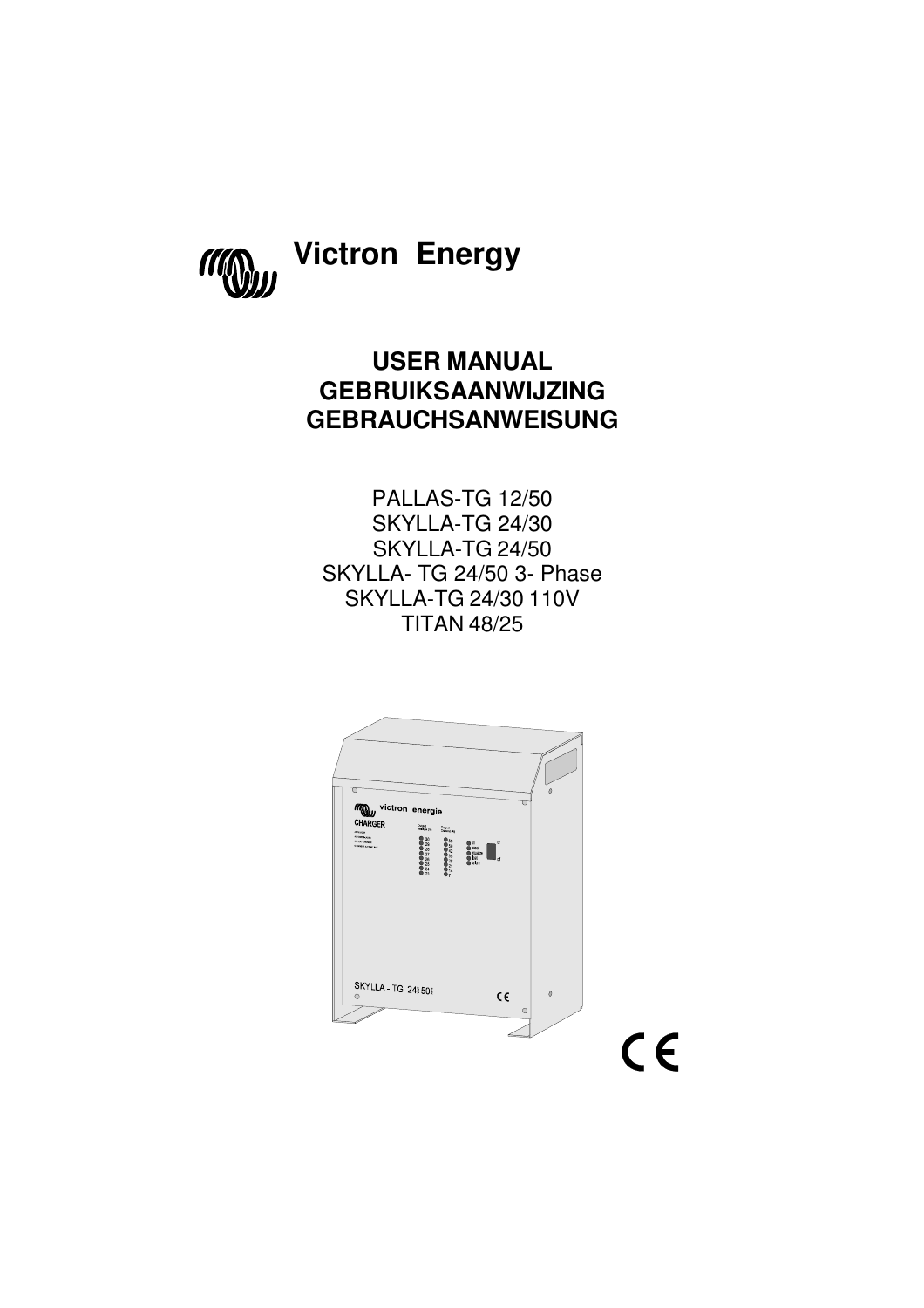**Victron Energy**

# USER MANUAL
# GEBRUIKSAANWIJZING
# GEBRAUCHSANWEISUNG

PALLAS-TG 12/50
SKYLLA-TG 24/30
SKYLLA-TG 24/50
SKYLLA- TG 24/50 3- Phase
SKYLLA-TG 24/30 110V
TITAN 48/25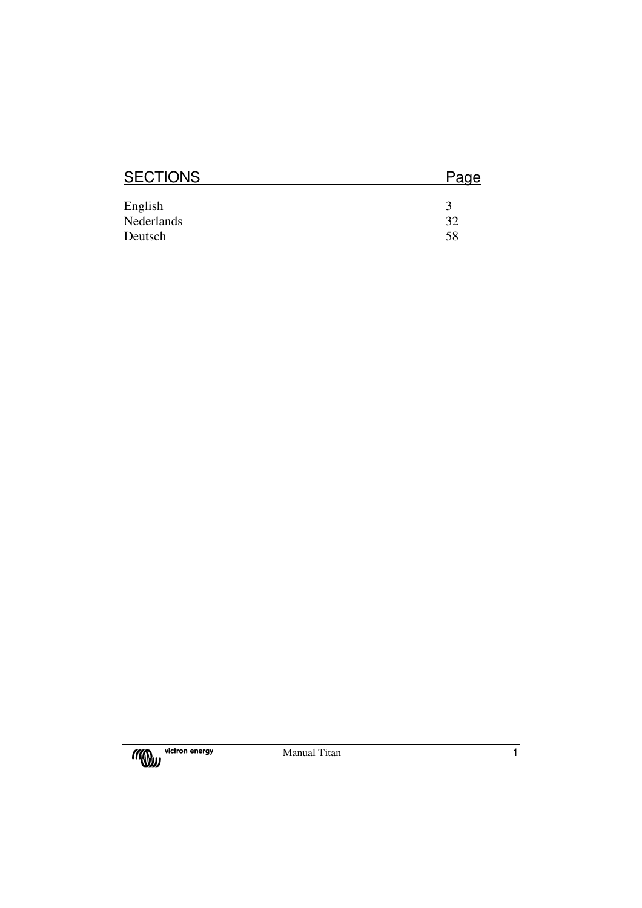| SECTIONS | Page |
| --- | --- |
| English | 3 |
| Nederlands | 32 |
| Deutsch | 58 |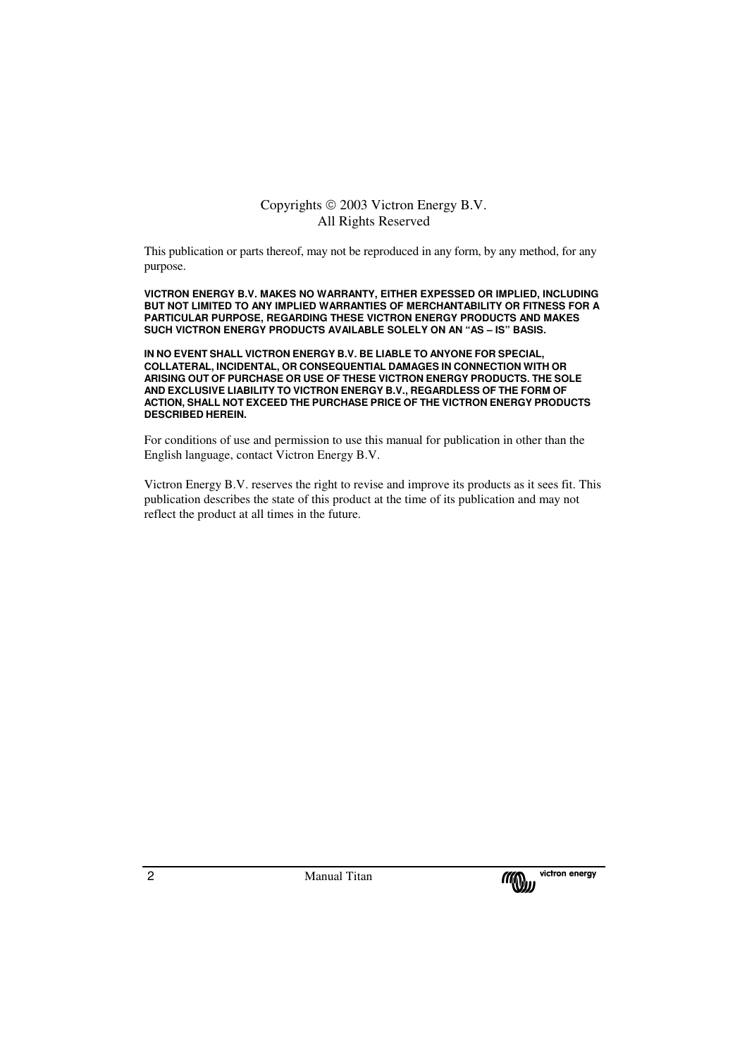Copyrights © 2003 Victron Energy B.V.
All Rights Reserved

This publication or parts thereof, may not be reproduced in any form, by any method, for any purpose.

**VICTRON ENERGY B.V. MAKES NO WARRANTY, EITHER EXPESSED OR IMPLIED, INCLUDING BUT NOT LIMITED TO ANY IMPLIED WARRANTIES OF MERCHANTABILITY OR FITNESS FOR A PARTICULAR PURPOSE, REGARDING THESE VICTRON ENERGY PRODUCTS AND MAKES SUCH VICTRON ENERGY PRODUCTS AVAILABLE SOLELY ON AN "AS – IS" BASIS.**

**IN NO EVENT SHALL VICTRON ENERGY B.V. BE LIABLE TO ANYONE FOR SPECIAL, COLLATERAL, INCIDENTAL, OR CONSEQUENTIAL DAMAGES IN CONNECTION WITH OR ARISING OUT OF PURCHASE OR USE OF THESE VICTRON ENERGY PRODUCTS. THE SOLE AND EXCLUSIVE LIABILITY TO VICTRON ENERGY B.V., REGARDLESS OF THE FORM OF ACTION, SHALL NOT EXCEED THE PURCHASE PRICE OF THE VICTRON ENERGY PRODUCTS DESCRIBED HEREIN.**

For conditions of use and permission to use this manual for publication in other than the English language, contact Victron Energy B.V.

Victron Energy B.V. reserves the right to revise and improve its products as it sees fit. This publication describes the state of this product at the time of its publication and may not reflect the product at all times in the future.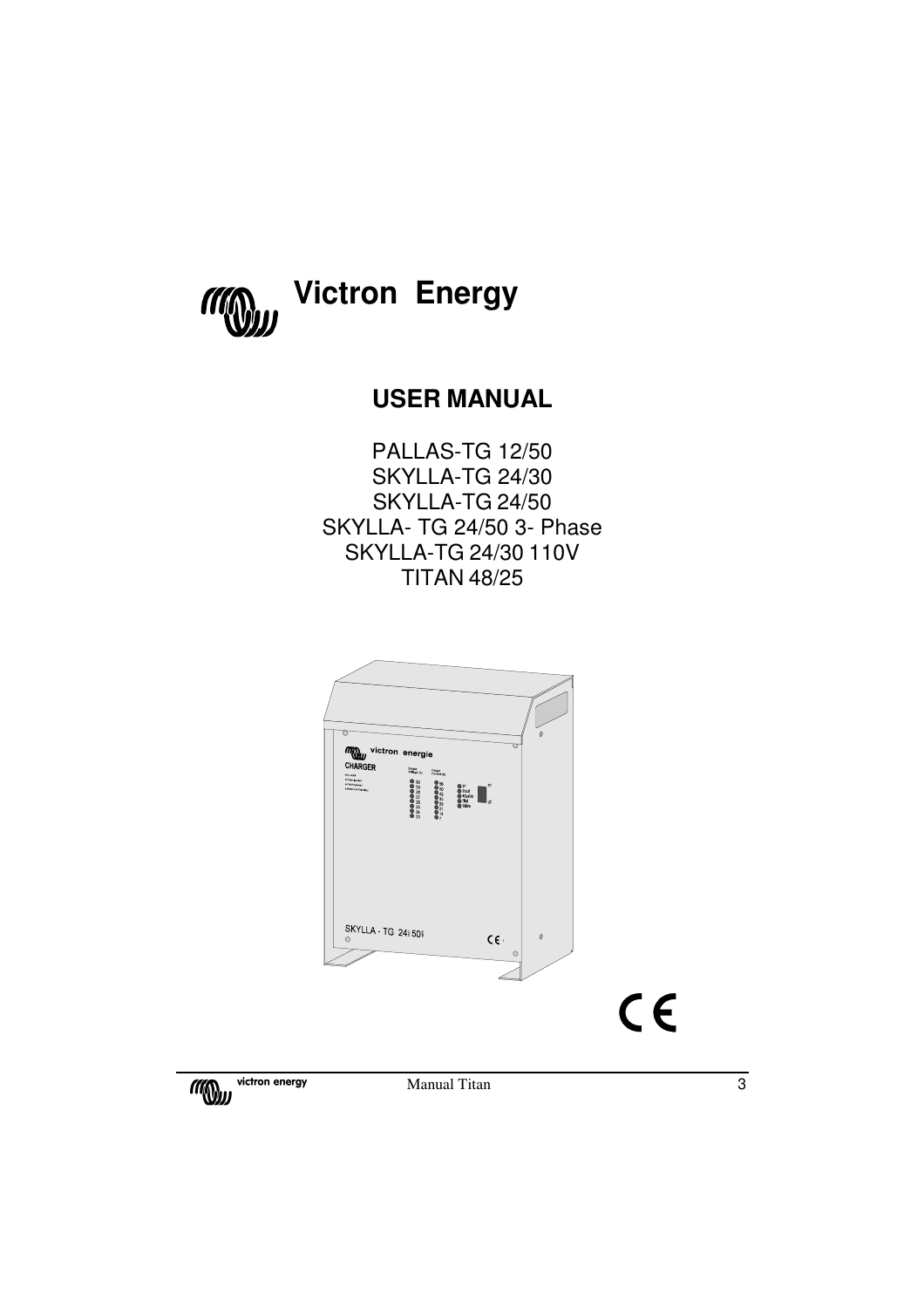# Victron Energy

## USER MANUAL

PALLAS-TG 12/50
SKYLLA-TG 24/30
SKYLLA-TG 24/50
SKYLLA- TG 24/50 3- Phase
SKYLLA-TG 24/30 110V
TITAN 48/25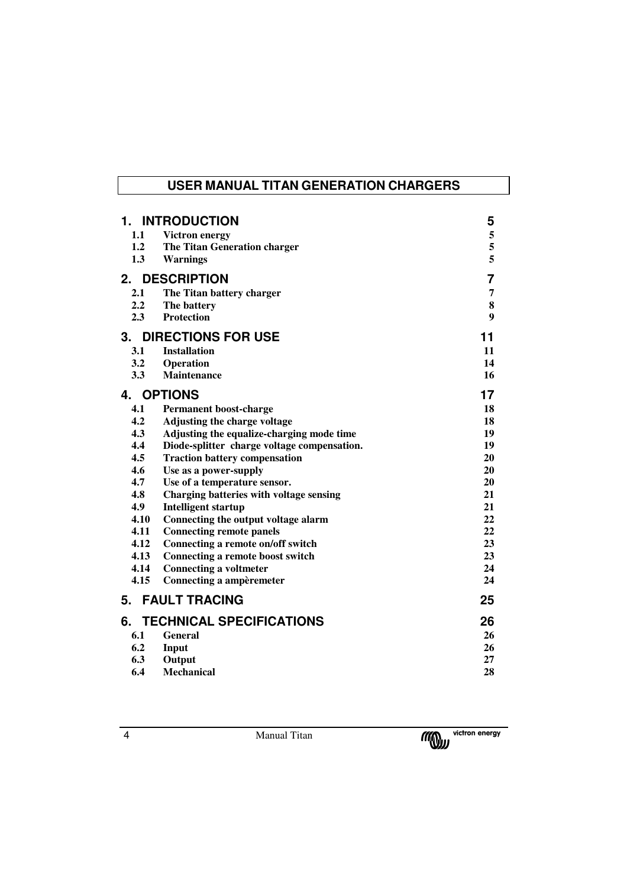# USER MANUAL TITAN GENERATION CHARGERS

| | | |
|---|---|---|
| **1.** | **INTRODUCTION** | **5** |
| 1.1 | Victron energy | 5 |
| 1.2 | The Titan Generation charger | 5 |
| 1.3 | Warnings | 5 |
| **2.** | **DESCRIPTION** | **7** |
| 2.1 | The Titan battery charger | 7 |
| 2.2 | The battery | 8 |
| 2.3 | Protection | 9 |
| **3.** | **DIRECTIONS FOR USE** | **11** |
| 3.1 | Installation | 11 |
| 3.2 | Operation | 14 |
| 3.3 | Maintenance | 16 |
| **4.** | **OPTIONS** | **17** |
| 4.1 | Permanent boost-charge | 18 |
| 4.2 | Adjusting the charge voltage | 18 |
| 4.3 | Adjusting the equalize-charging mode time | 19 |
| 4.4 | Diode-splitter charge voltage compensation. | 19 |
| 4.5 | Traction battery compensation | 20 |
| 4.6 | Use as a power-supply | 20 |
| 4.7 | Use of a temperature sensor. | 20 |
| 4.8 | Charging batteries with voltage sensing | 21 |
| 4.9 | Intelligent startup | 21 |
| 4.10 | Connecting the output voltage alarm | 22 |
| 4.11 | Connecting remote panels | 22 |
| 4.12 | Connecting a remote on/off switch | 23 |
| 4.13 | Connecting a remote boost switch | 23 |
| 4.14 | Connecting a voltmeter | 24 |
| 4.15 | Connecting a ampèremeter | 24 |
| **5.** | **FAULT TRACING** | **25** |
| **6.** | **TECHNICAL SPECIFICATIONS** | **26** |
| 6.1 | General | 26 |
| 6.2 | Input | 26 |
| 6.3 | Output | 27 |
| 6.4 | Mechanical | 28 |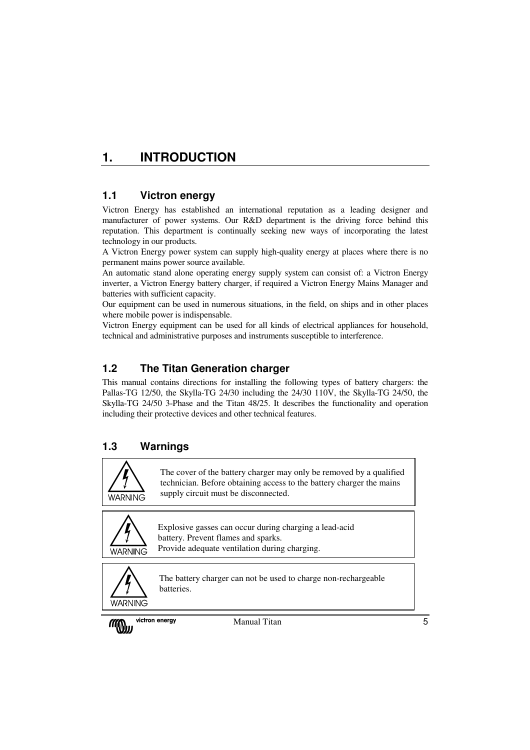# 1. INTRODUCTION

## 1.1 Victron energy

Victron Energy has established an international reputation as a leading designer and manufacturer of power systems. Our R&D department is the driving force behind this reputation. This department is continually seeking new ways of incorporating the latest technology in our products.

A Victron Energy power system can supply high-quality energy at places where there is no permanent mains power source available.

An automatic stand alone operating energy supply system can consist of: a Victron Energy inverter, a Victron Energy battery charger, if required a Victron Energy Mains Manager and batteries with sufficient capacity.

Our equipment can be used in numerous situations, in the field, on ships and in other places where mobile power is indispensable.

Victron Energy equipment can be used for all kinds of electrical appliances for household, technical and administrative purposes and instruments susceptible to interference.

## 1.2 The Titan Generation charger

This manual contains directions for installing the following types of battery chargers: the Pallas-TG 12/50, the Skylla-TG 24/30 including the 24/30 110V, the Skylla-TG 24/50, the Skylla-TG 24/50 3-Phase and the Titan 48/25. It describes the functionality and operation including their protective devices and other technical features.

## 1.3 Warnings

WARNING

The cover of the battery charger may only be removed by a qualified technician. Before obtaining access to the battery charger the mains supply circuit must be disconnected.

WARNING

Explosive gasses can occur during charging a lead-acid battery. Prevent flames and sparks.
Provide adequate ventilation during charging.

WARNING

The battery charger can not be used to charge non-rechargeable batteries.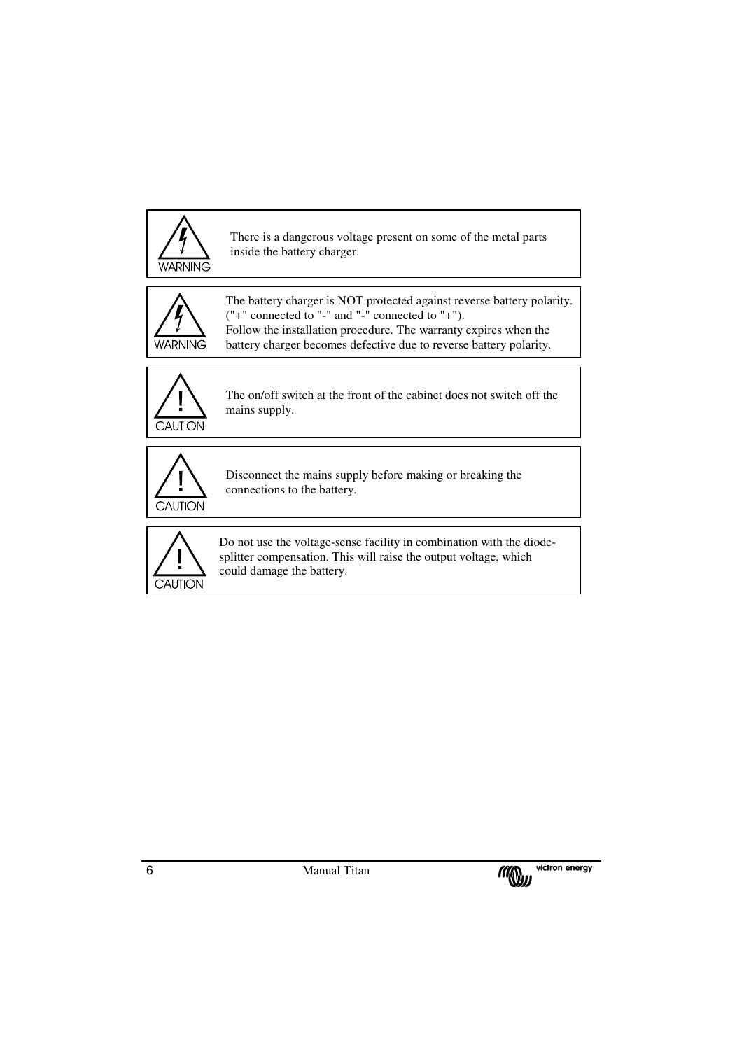**WARNING**

There is a dangerous voltage present on some of the metal parts inside the battery charger.

**WARNING**

The battery charger is NOT protected against reverse battery polarity. ("+" connected to "-" and "-" connected to "+").
Follow the installation procedure. The warranty expires when the battery charger becomes defective due to reverse battery polarity.

**CAUTION**

The on/off switch at the front of the cabinet does not switch off the mains supply.

**CAUTION**

Disconnect the mains supply before making or breaking the connections to the battery.

**CAUTION**

Do not use the voltage-sense facility in combination with the diode-splitter compensation. This will raise the output voltage, which could damage the battery.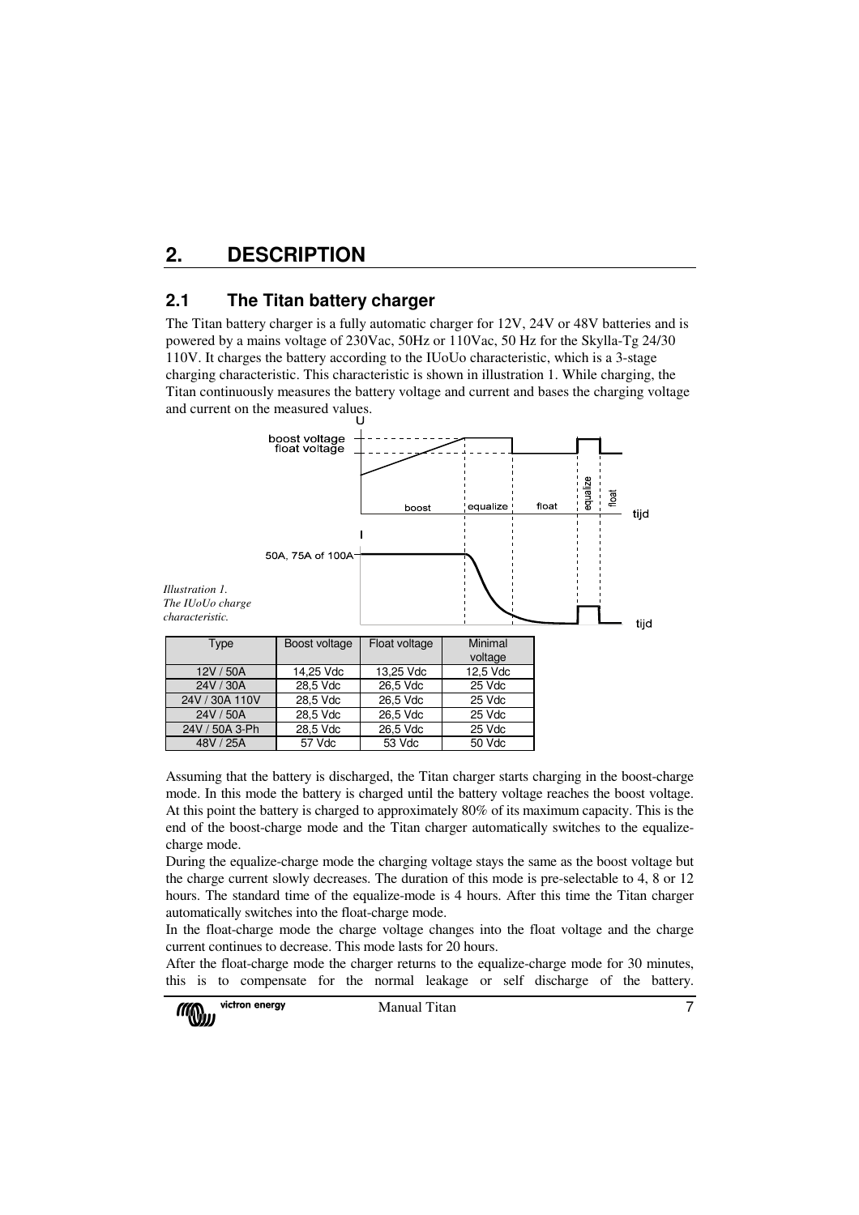# 2. DESCRIPTION

## 2.1 The Titan battery charger

The Titan battery charger is a fully automatic charger for 12V, 24V or 48V batteries and is powered by a mains voltage of 230Vac, 50Hz or 110Vac, 50 Hz for the Skylla-Tg 24/30 110V. It charges the battery according to the IUoUo characteristic, which is a 3-stage charging characteristic. This characteristic is shown in illustration 1. While charging, the Titan continuously measures the battery voltage and current and bases the charging voltage and current on the measured values.

*Illustration 1. The IUoUo charge characteristic.*

| Type | Boost voltage | Float voltage | Minimal voltage |
|---|---|---|---|
| 12V / 50A | 14,25 Vdc | 13,25 Vdc | 12,5 Vdc |
| 24V / 30A | 28,5 Vdc | 26,5 Vdc | 25 Vdc |
| 24V / 30A 110V | 28,5 Vdc | 26,5 Vdc | 25 Vdc |
| 24V / 50A | 28,5 Vdc | 26,5 Vdc | 25 Vdc |
| 24V / 50A 3-Ph | 28,5 Vdc | 26,5 Vdc | 25 Vdc |
| 48V / 25A | 57 Vdc | 53 Vdc | 50 Vdc |

Assuming that the battery is discharged, the Titan charger starts charging in the boost-charge mode. In this mode the battery is charged until the battery voltage reaches the boost voltage. At this point the battery is charged to approximately 80% of its maximum capacity. This is the end of the boost-charge mode and the Titan charger automatically switches to the equalize-charge mode.

During the equalize-charge mode the charging voltage stays the same as the boost voltage but the charge current slowly decreases. The duration of this mode is pre-selectable to 4, 8 or 12 hours. The standard time of the equalize-mode is 4 hours. After this time the Titan charger automatically switches into the float-charge mode.

In the float-charge mode the charge voltage changes into the float voltage and the charge current continues to decrease. This mode lasts for 20 hours.

After the float-charge mode the charger returns to the equalize-charge mode for 30 minutes, this is to compensate for the normal leakage or self discharge of the battery.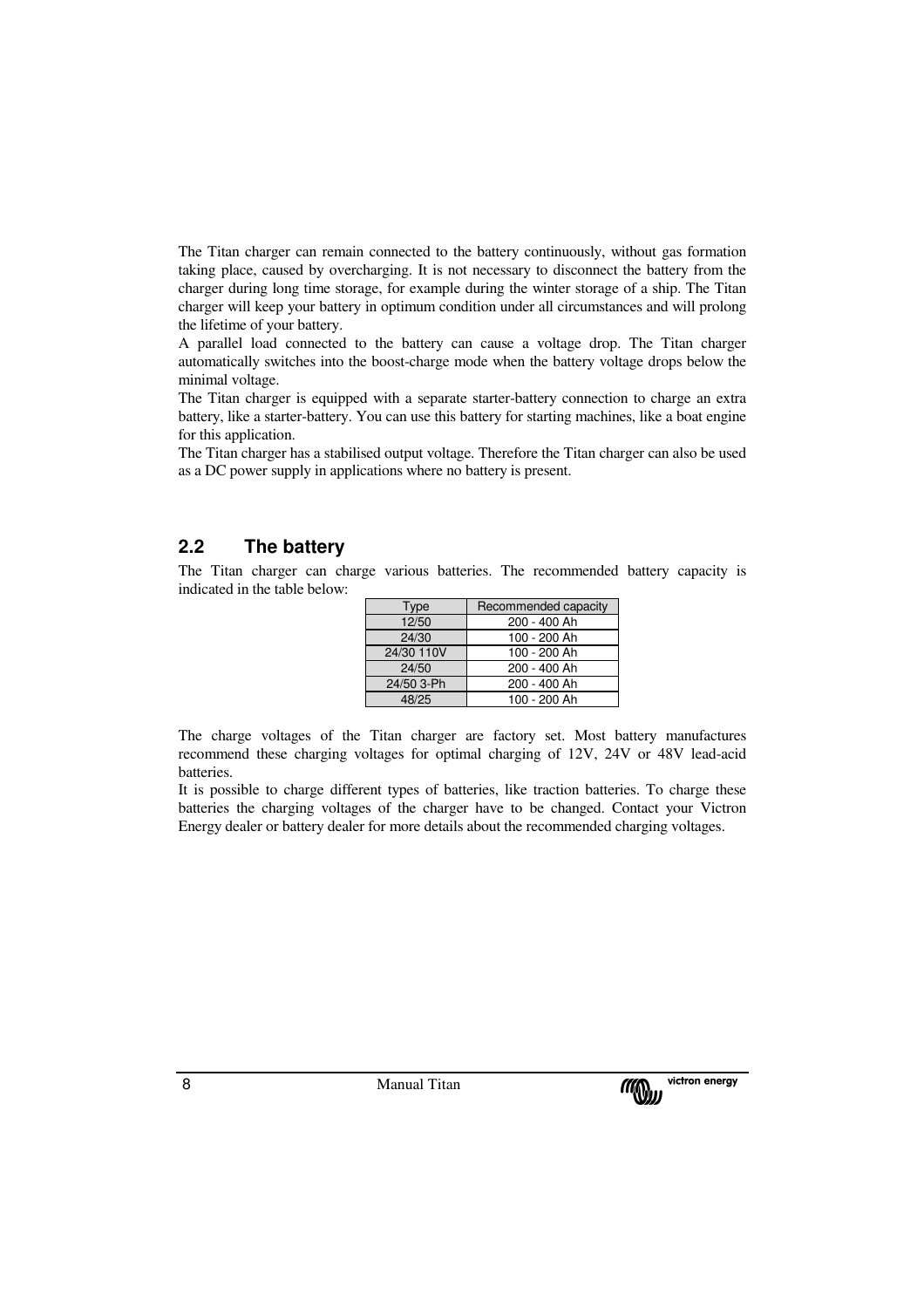The Titan charger can remain connected to the battery continuously, without gas formation taking place, caused by overcharging. It is not necessary to disconnect the battery from the charger during long time storage, for example during the winter storage of a ship. The Titan charger will keep your battery in optimum condition under all circumstances and will prolong the lifetime of your battery.
A parallel load connected to the battery can cause a voltage drop. The Titan charger automatically switches into the boost-charge mode when the battery voltage drops below the minimal voltage.
The Titan charger is equipped with a separate starter-battery connection to charge an extra battery, like a starter-battery. You can use this battery for starting machines, like a boat engine for this application.
The Titan charger has a stabilised output voltage. Therefore the Titan charger can also be used as a DC power supply in applications where no battery is present.

## 2.2 The battery

The Titan charger can charge various batteries. The recommended battery capacity is indicated in the table below:

| Type | Recommended capacity |
|---|---|
| 12/50 | 200 - 400 Ah |
| 24/30 | 100 - 200 Ah |
| 24/30 110V | 100 - 200 Ah |
| 24/50 | 200 - 400 Ah |
| 24/50 3-Ph | 200 - 400 Ah |
| 48/25 | 100 - 200 Ah |

The charge voltages of the Titan charger are factory set. Most battery manufactures recommend these charging voltages for optimal charging of 12V, 24V or 48V lead-acid batteries.
It is possible to charge different types of batteries, like traction batteries. To charge these batteries the charging voltages of the charger have to be changed. Contact your Victron Energy dealer or battery dealer for more details about the recommended charging voltages.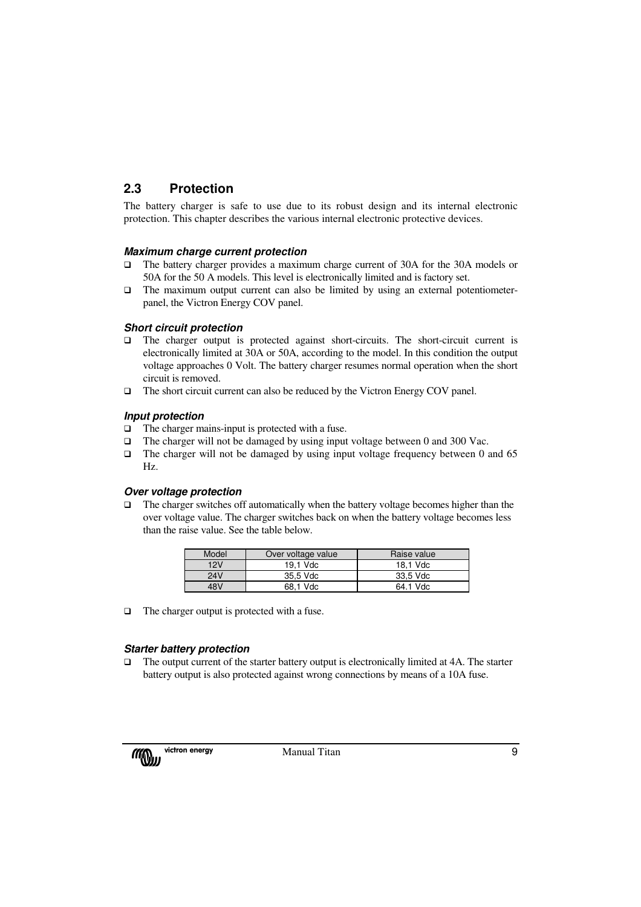## 2.3 Protection

The battery charger is safe to use due to its robust design and its internal electronic protection. This chapter describes the various internal electronic protective devices.

#### *Maximum charge current protection*

- The battery charger provides a maximum charge current of 30A for the 30A models or 50A for the 50 A models. This level is electronically limited and is factory set.
- The maximum output current can also be limited by using an external potentiometer-panel, the Victron Energy COV panel.

#### *Short circuit protection*

- The charger output is protected against short-circuits. The short-circuit current is electronically limited at 30A or 50A, according to the model. In this condition the output voltage approaches 0 Volt. The battery charger resumes normal operation when the short circuit is removed.
- The short circuit current can also be reduced by the Victron Energy COV panel.

#### *Input protection*

- The charger mains-input is protected with a fuse.
- The charger will not be damaged by using input voltage between 0 and 300 Vac.
- The charger will not be damaged by using input voltage frequency between 0 and 65 Hz.

#### *Over voltage protection*

- The charger switches off automatically when the battery voltage becomes higher than the over voltage value. The charger switches back on when the battery voltage becomes less than the raise value. See the table below.

| Model | Over voltage value | Raise value |
|---|---|---|
| 12V | 19,1 Vdc | 18,1 Vdc |
| 24V | 35,5 Vdc | 33,5 Vdc |
| 48V | 68,1 Vdc | 64.1 Vdc |

- The charger output is protected with a fuse.

#### *Starter battery protection*

- The output current of the starter battery output is electronically limited at 4A. The starter battery output is also protected against wrong connections by means of a 10A fuse.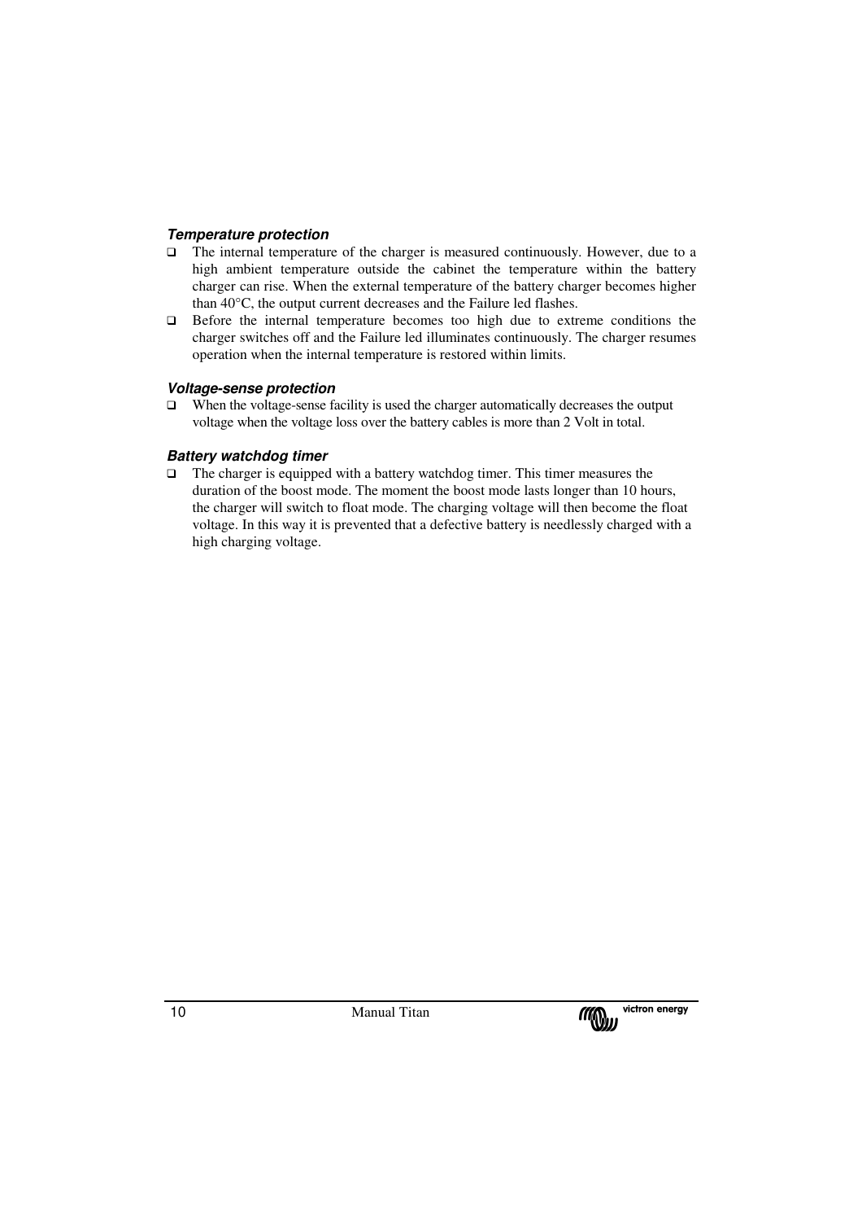### *Temperature protection*

- The internal temperature of the charger is measured continuously. However, due to a high ambient temperature outside the cabinet the temperature within the battery charger can rise. When the external temperature of the battery charger becomes higher than 40°C, the output current decreases and the Failure led flashes.
- Before the internal temperature becomes too high due to extreme conditions the charger switches off and the Failure led illuminates continuously. The charger resumes operation when the internal temperature is restored within limits.

### *Voltage-sense protection*

- When the voltage-sense facility is used the charger automatically decreases the output voltage when the voltage loss over the battery cables is more than 2 Volt in total.

### *Battery watchdog timer*

- The charger is equipped with a battery watchdog timer. This timer measures the duration of the boost mode. The moment the boost mode lasts longer than 10 hours, the charger will switch to float mode. The charging voltage will then become the float voltage. In this way it is prevented that a defective battery is needlessly charged with a high charging voltage.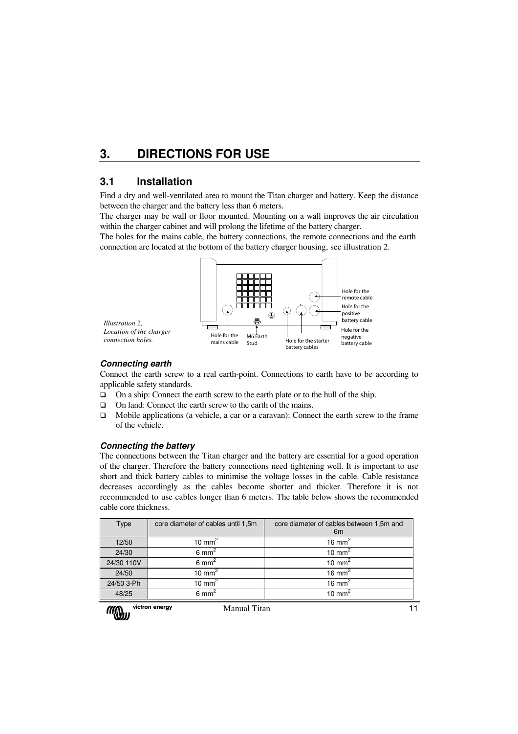# 3. DIRECTIONS FOR USE

## 3.1 Installation

Find a dry and well-ventilated area to mount the Titan charger and battery. Keep the distance between the charger and the battery less than 6 meters.

The charger may be wall or floor mounted. Mounting on a wall improves the air circulation within the charger cabinet and will prolong the lifetime of the battery charger.

The holes for the mains cable, the battery connections, the remote connections and the earth connection are located at the bottom of the battery charger housing, see illustration 2.

*Illustration 2, Location of the charger connection holes.*

Hole for the remote cable
Hole for the positive battery cable
Hole for the negative battery cable
Hole for the mains cable
M6 Earth Stud
Hole for the starter battery cables

### *Connecting earth*

Connect the earth screw to a real earth-point. Connections to earth have to be according to applicable safety standards.

- On a ship: Connect the earth screw to the earth plate or to the hull of the ship.
- On land: Connect the earth screw to the earth of the mains.
- Mobile applications (a vehicle, a car or a caravan): Connect the earth screw to the frame of the vehicle.

### *Connecting the battery*

The connections between the Titan charger and the battery are essential for a good operation of the charger. Therefore the battery connections need tightening well. It is important to use short and thick battery cables to minimise the voltage losses in the cable. Cable resistance decreases accordingly as the cables become shorter and thicker. Therefore it is not recommended to use cables longer than 6 meters. The table below shows the recommended cable core thickness.

| Type | core diameter of cables until 1,5m | core diameter of cables between 1,5m and 6m |
|---|---|---|
| 12/50 | 10 mm$^2$ | 16 mm$^2$ |
| 24/30 | 6 mm$^2$ | 10 mm$^2$ |
| 24/30 110V | 6 mm$^2$ | 10 mm$^2$ |
| 24/50 | 10 mm$^2$ | 16 mm$^2$ |
| 24/50 3-Ph | 10 mm$^2$ | 16 mm$^2$ |
| 48/25 | 6 mm$^2$ | 10 mm$^2$ |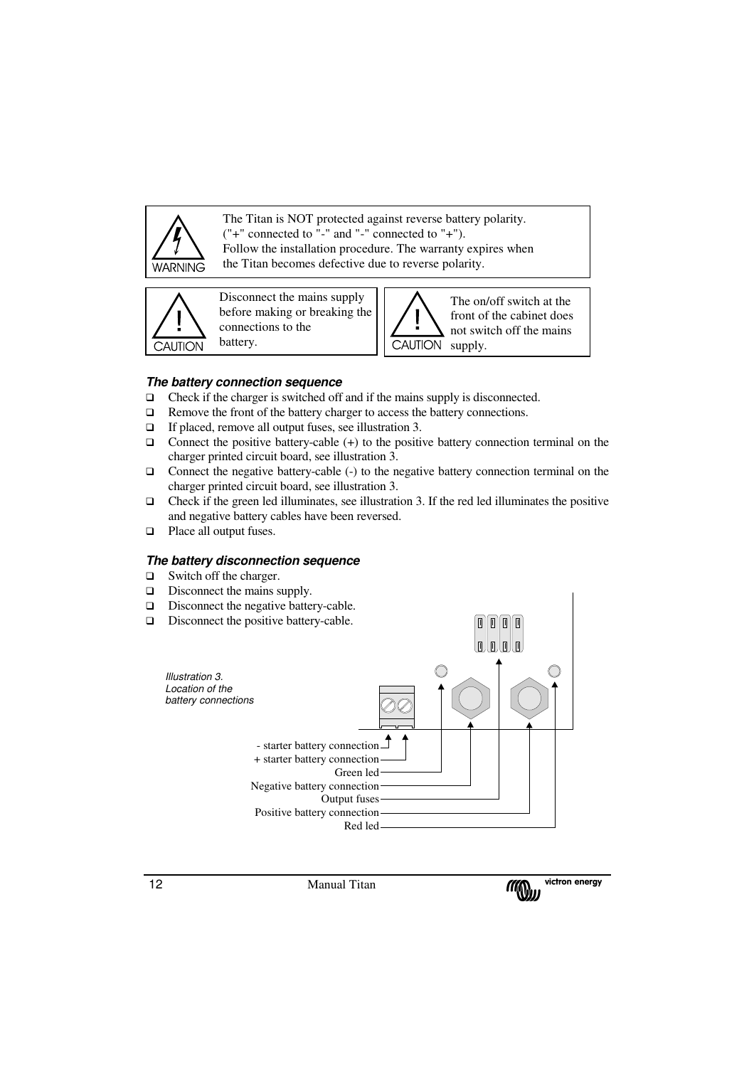> **WARNING**
> The Titan is NOT protected against reverse battery polarity. ("+" connected to "-" and "-" connected to "+"). Follow the installation procedure. The warranty expires when the Titan becomes defective due to reverse polarity.

> **CAUTION**
> Disconnect the mains supply before making or breaking the connections to the battery.

> **CAUTION**
> The on/off switch at the front of the cabinet does not switch off the mains supply.

### *The battery connection sequence*

- Check if the charger is switched off and if the mains supply is disconnected.
- Remove the front of the battery charger to access the battery connections.
- If placed, remove all output fuses, see illustration 3.
- Connect the positive battery-cable (+) to the positive battery connection terminal on the charger printed circuit board, see illustration 3.
- Connect the negative battery-cable (-) to the negative battery connection terminal on the charger printed circuit board, see illustration 3.
- Check if the green led illuminates, see illustration 3. If the red led illuminates the positive and negative battery cables have been reversed.
- Place all output fuses.

### *The battery disconnection sequence*

- Switch off the charger.
- Disconnect the mains supply.
- Disconnect the negative battery-cable.
- Disconnect the positive battery-cable.

*Illustration 3. Location of the battery connections*

- starter battery connection
+ starter battery connection
Green led
Negative battery connection
Output fuses
Positive battery connection
Red led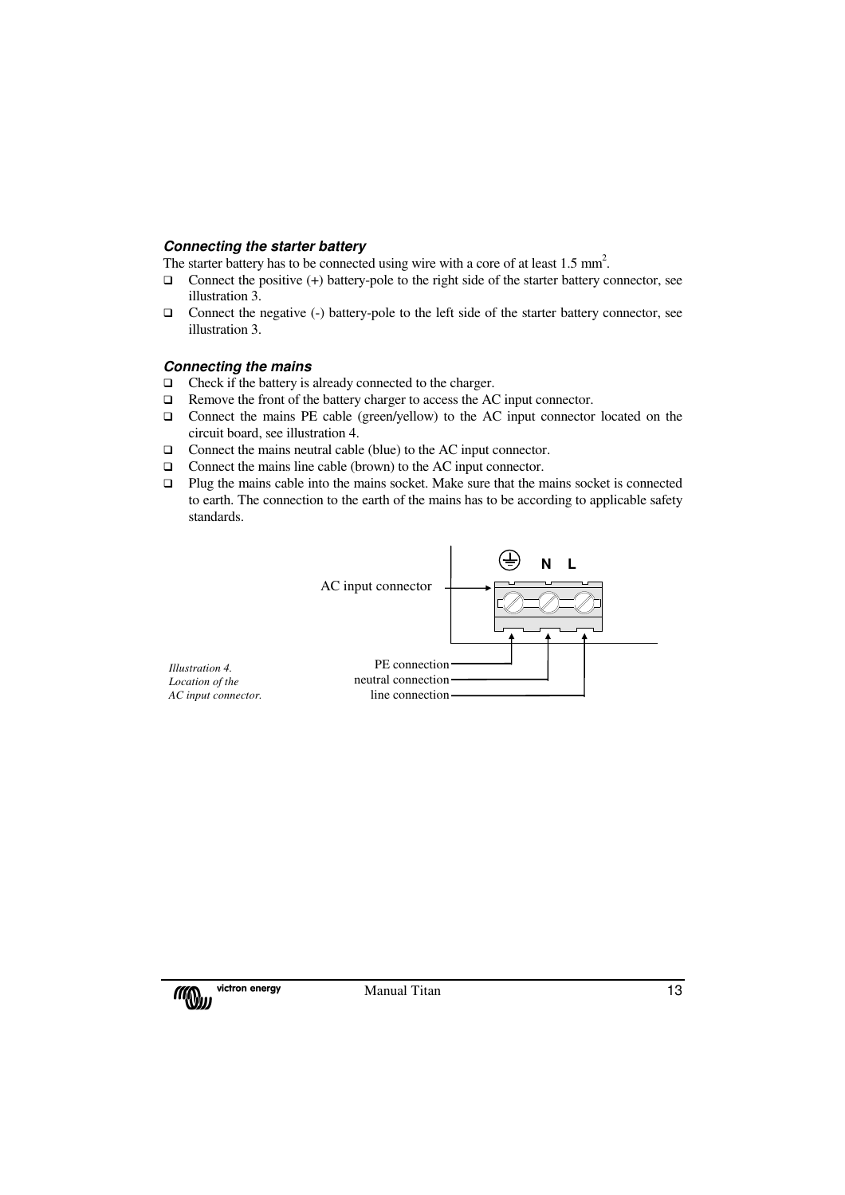### *Connecting the starter battery*

The starter battery has to be connected using wire with a core of at least 1.5 $mm^2$.

- Connect the positive (+) battery-pole to the right side of the starter battery connector, see illustration 3.
- Connect the negative (-) battery-pole to the left side of the starter battery connector, see illustration 3.

### *Connecting the mains*

- Check if the battery is already connected to the charger.
- Remove the front of the battery charger to access the AC input connector.
- Connect the mains PE cable (green/yellow) to the AC input connector located on the circuit board, see illustration 4.
- Connect the mains neutral cable (blue) to the AC input connector.
- Connect the mains line cable (brown) to the AC input connector.
- Plug the mains cable into the mains socket. Make sure that the mains socket is connected to earth. The connection to the earth of the mains has to be according to applicable safety standards.

AC input connector

⏚ N L

PE connection
neutral connection
line connection

*Illustration 4.*
*Location of the*
*AC input connector.*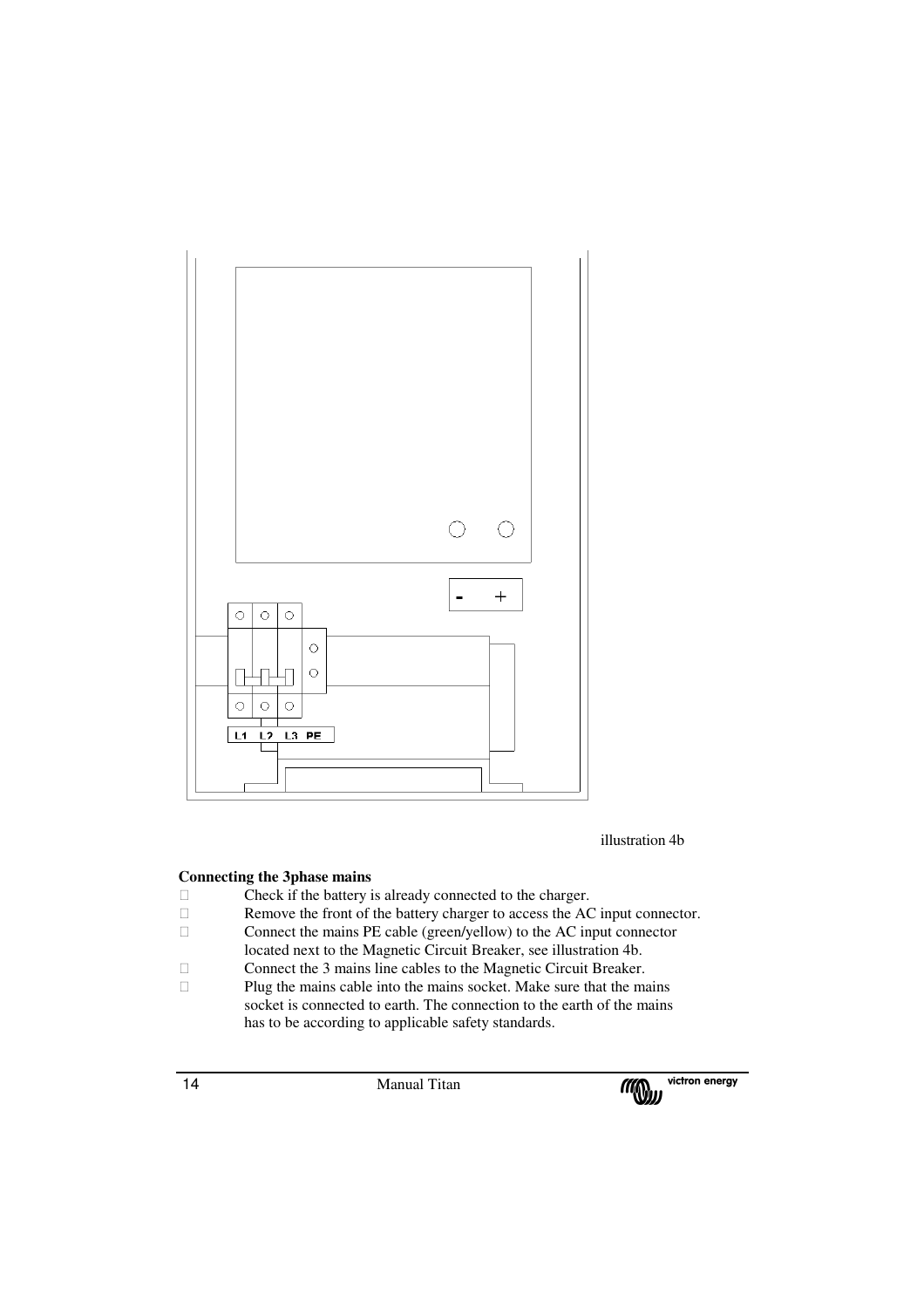illustration 4b

**Connecting the 3phase mains**

- Check if the battery is already connected to the charger.
- Remove the front of the battery charger to access the AC input connector.
- Connect the mains PE cable (green/yellow) to the AC input connector located next to the Magnetic Circuit Breaker, see illustration 4b.
- Connect the 3 mains line cables to the Magnetic Circuit Breaker.
- Plug the mains cable into the mains socket. Make sure that the mains socket is connected to earth. The connection to the earth of the mains has to be according to applicable safety standards.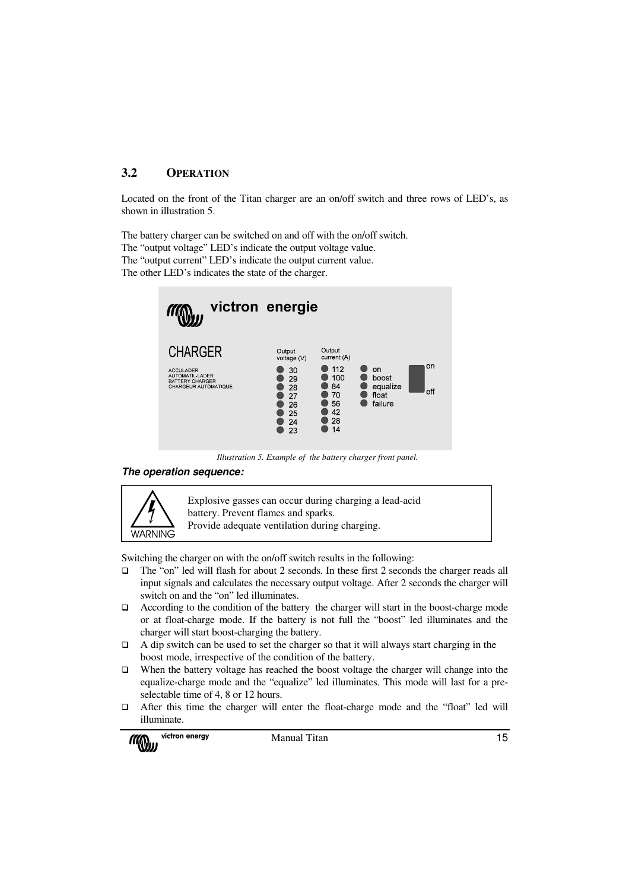## 3.2 OPERATION

Located on the front of the Titan charger are an on/off switch and three rows of LED's, as shown in illustration 5.

The battery charger can be switched on and off with the on/off switch.
The "output voltage" LED's indicate the output voltage value.
The "output current" LED's indicate the output current value.
The other LED's indicates the state of the charger.

victron energie

CHARGER

ACCULADER
AUTOMATIL-LADER
BATTERY CHARGER
CHARGEUR AUTOMATIQUE

| Output voltage (V) | Output current (A) | | |
|---|---|---|---|
| 30 | 112 | on | on |
| 29 | 100 | boost | |
| 28 | 84 | equalize | |
| 27 | 70 | float | off |
| 26 | 56 | failure | |
| 25 | 42 | | |
| 24 | 28 | | |
| 23 | 14 | | |

*Illustration 5. Example of the battery charger front panel.*

***The operation sequence:***

> WARNING
>
> Explosive gasses can occur during charging a lead-acid battery. Prevent flames and sparks.
> Provide adequate ventilation during charging.

Switching the charger on with the on/off switch results in the following:

- The "on" led will flash for about 2 seconds. In these first 2 seconds the charger reads all input signals and calculates the necessary output voltage. After 2 seconds the charger will switch on and the "on" led illuminates.
- According to the condition of the battery the charger will start in the boost-charge mode or at float-charge mode. If the battery is not full the "boost" led illuminates and the charger will start boost-charging the battery.
- A dip switch can be used to set the charger so that it will always start charging in the boost mode, irrespective of the condition of the battery.
- When the battery voltage has reached the boost voltage the charger will change into the equalize-charge mode and the "equalize" led illuminates. This mode will last for a pre-selectable time of 4, 8 or 12 hours.
- After this time the charger will enter the float-charge mode and the "float" led will illuminate.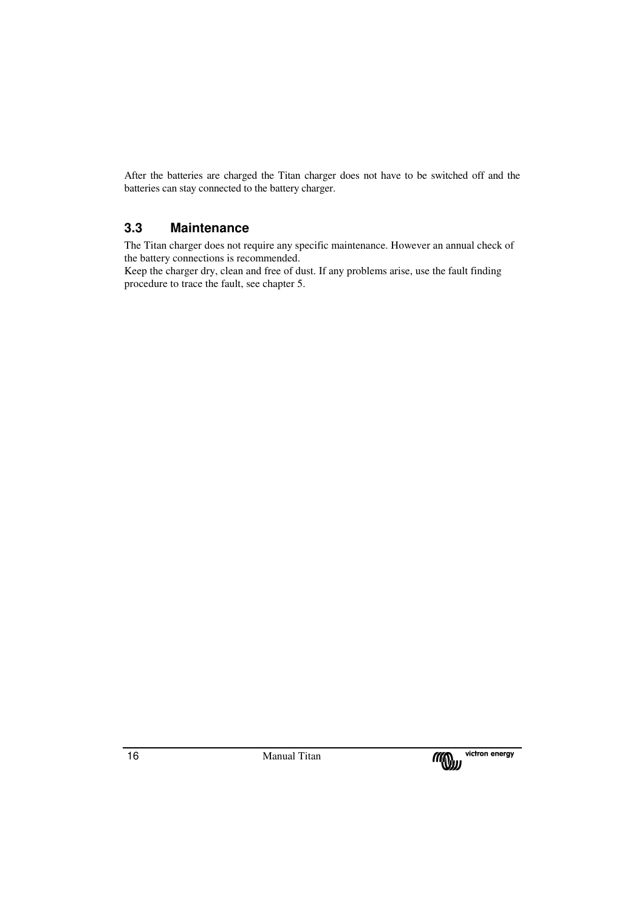After the batteries are charged the Titan charger does not have to be switched off and the batteries can stay connected to the battery charger.

## 3.3 Maintenance

The Titan charger does not require any specific maintenance. However an annual check of the battery connections is recommended.
Keep the charger dry, clean and free of dust. If any problems arise, use the fault finding procedure to trace the fault, see chapter 5.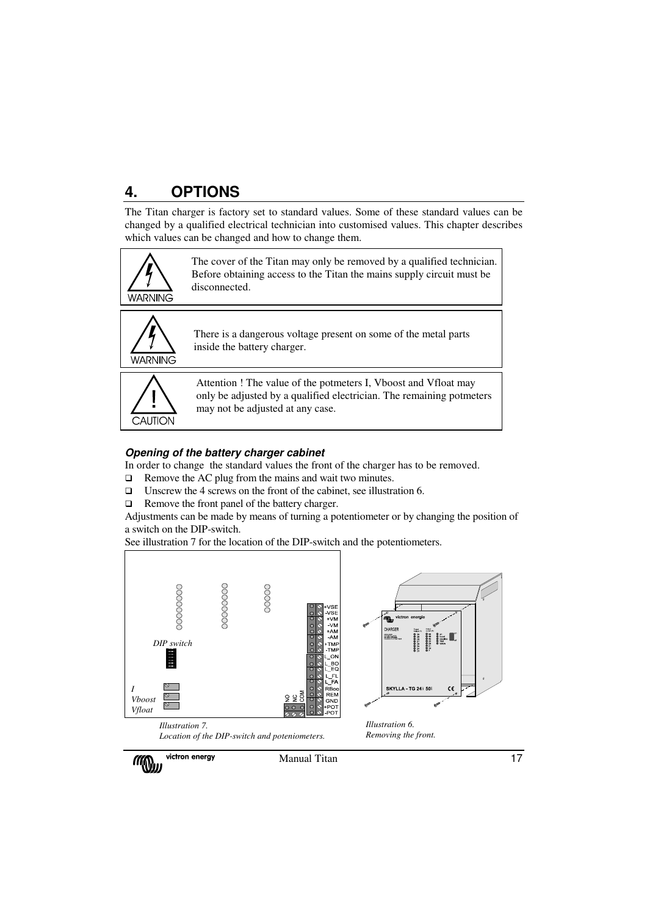# 4. OPTIONS

The Titan charger is factory set to standard values. Some of these standard values can be changed by a qualified electrical technician into customised values. This chapter describes which values can be changed and how to change them.

WARNING

The cover of the Titan may only be removed by a qualified technician. Before obtaining access to the Titan the mains supply circuit must be disconnected.

WARNING

There is a dangerous voltage present on some of the metal parts inside the battery charger.

CAUTION

Attention ! The value of the potmeters I, Vboost and Vfloat may only be adjusted by a qualified electrician. The remaining potmeters may not be adjusted at any case.

### *Opening of the battery charger cabinet*

In order to change the standard values the front of the charger has to be removed.

- Remove the AC plug from the mains and wait two minutes.
- Unscrew the 4 screws on the front of the cabinet, see illustration 6.
- Remove the front panel of the battery charger.

Adjustments can be made by means of turning a potentiometer or by changing the position of a switch on the DIP-switch.

See illustration 7 for the location of the DIP-switch and the potentiometers.

*Illustration 7.*
*Location of the DIP-switch and poteniometers.*

*Illustration 6.*
*Removing the front.*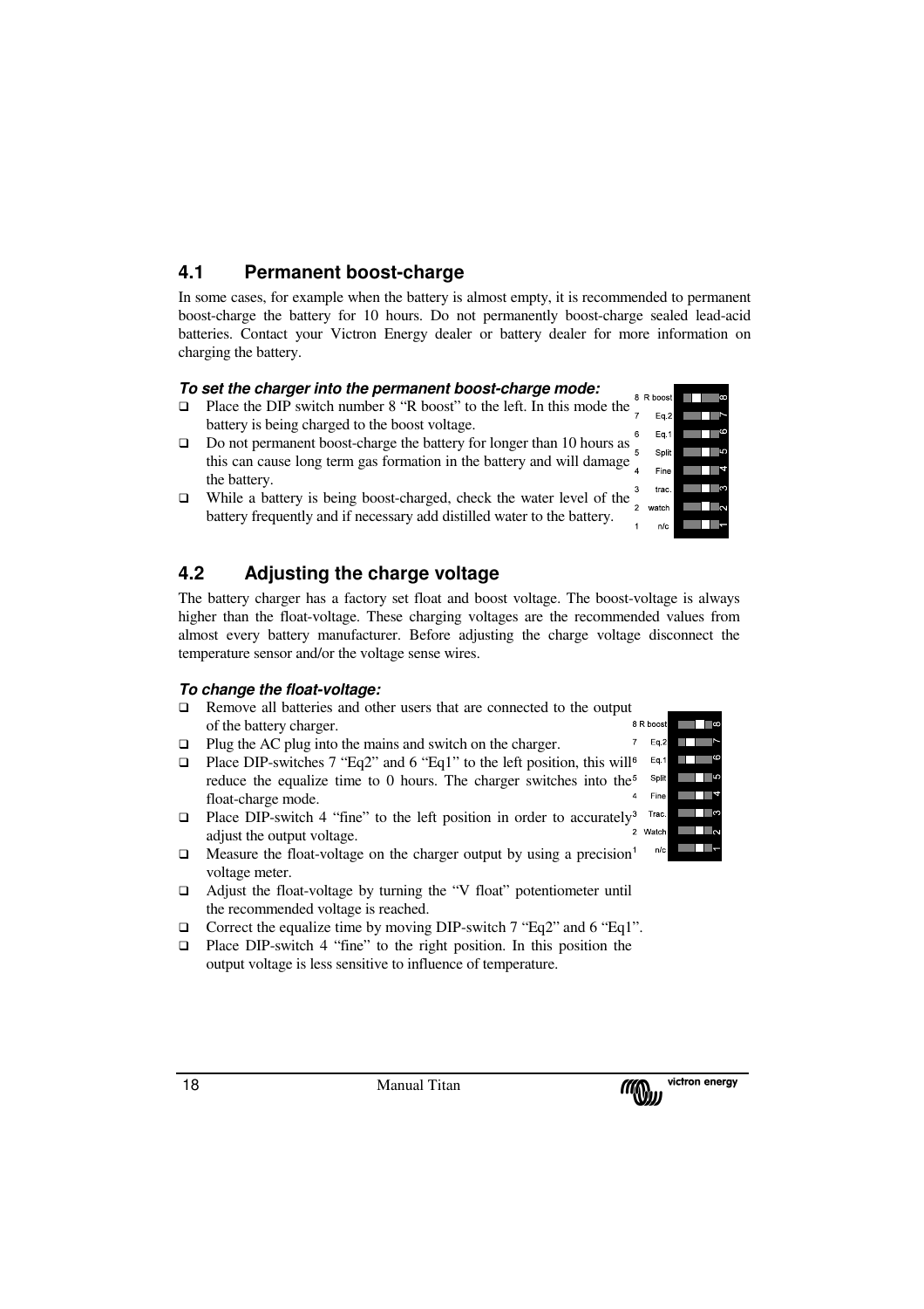## 4.1 Permanent boost-charge

In some cases, for example when the battery is almost empty, it is recommended to permanent boost-charge the battery for 10 hours. Do not permanently boost-charge sealed lead-acid batteries. Contact your Victron Energy dealer or battery dealer for more information on charging the battery.

***To set the charger into the permanent boost-charge mode:***

- Place the DIP switch number 8 "R boost" to the left. In this mode the battery is being charged to the boost voltage.
- Do not permanent boost-charge the battery for longer than 10 hours as this can cause long term gas formation in the battery and will damage the battery.
- While a battery is being boost-charged, check the water level of the battery frequently and if necessary add distilled water to the battery.

## 4.2 Adjusting the charge voltage

The battery charger has a factory set float and boost voltage. The boost-voltage is always higher than the float-voltage. These charging voltages are the recommended values from almost every battery manufacturer. Before adjusting the charge voltage disconnect the temperature sensor and/or the voltage sense wires.

***To change the float-voltage:***

- Remove all batteries and other users that are connected to the output of the battery charger.
- Plug the AC plug into the mains and switch on the charger.
- Place DIP-switches 7 "Eq2" and 6 "Eq1" to the left position, this will reduce the equalize time to 0 hours. The charger switches into the float-charge mode.
- Place DIP-switch 4 "fine" to the left position in order to accurately adjust the output voltage.
- Measure the float-voltage on the charger output by using a precision voltage meter.
- Adjust the float-voltage by turning the "V float" potentiometer until the recommended voltage is reached.
- Correct the equalize time by moving DIP-switch 7 "Eq2" and 6 "Eq1".
- Place DIP-switch 4 "fine" to the right position. In this position the output voltage is less sensitive to influence of temperature.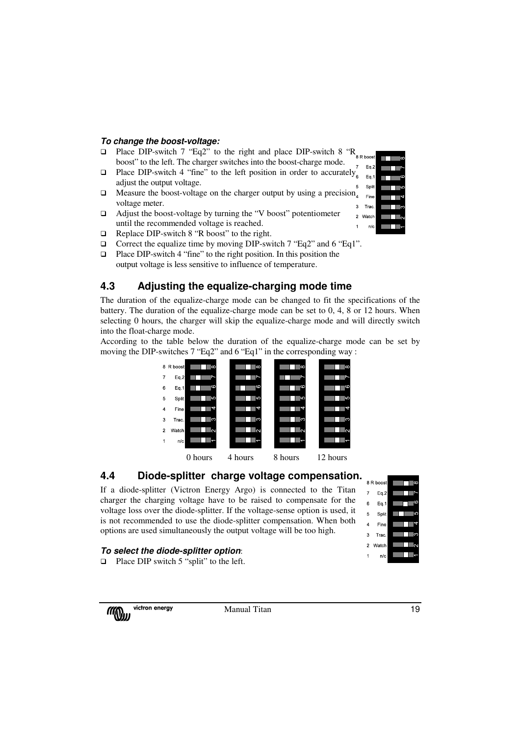***To change the boost-voltage:***

- Place DIP-switch 7 “Eq2” to the right and place DIP-switch 8 “R boost” to the left. The charger switches into the boost-charge mode.
- Place DIP-switch 4 “fine” to the left position in order to accurately adjust the output voltage.
- Measure the boost-voltage on the charger output by using a precision voltage meter.
- Adjust the boost-voltage by turning the “V boost” potentiometer until the recommended voltage is reached.
- Replace DIP-switch 8 “R boost” to the right.
- Correct the equalize time by moving DIP-switch 7 “Eq2” and 6 “Eq1”.
- Place DIP-switch 4 “fine” to the right position. In this position the output voltage is less sensitive to influence of temperature.

## 4.3 Adjusting the equalize-charging mode time

The duration of the equalize-charge mode can be changed to fit the specifications of the battery. The duration of the equalize-charge mode can be set to 0, 4, 8 or 12 hours. When selecting 0 hours, the charger will skip the equalize-charge mode and will directly switch into the float-charge mode.

According to the table below the duration of the equalize-charge mode can be set by moving the DIP-switches 7 “Eq2” and 6 “Eq1” in the corresponding way :

0 hours 4 hours 8 hours 12 hours

## 4.4 Diode-splitter charge voltage compensation.

If a diode-splitter (Victron Energy Argo) is connected to the Titan charger the charging voltage have to be raised to compensate for the voltage loss over the diode-splitter. If the voltage-sense option is used, it is not recommended to use the diode-splitter compensation. When both options are used simultaneously the output voltage will be too high.

***To select the diode-splitter option***:

- Place DIP switch 5 “split” to the left.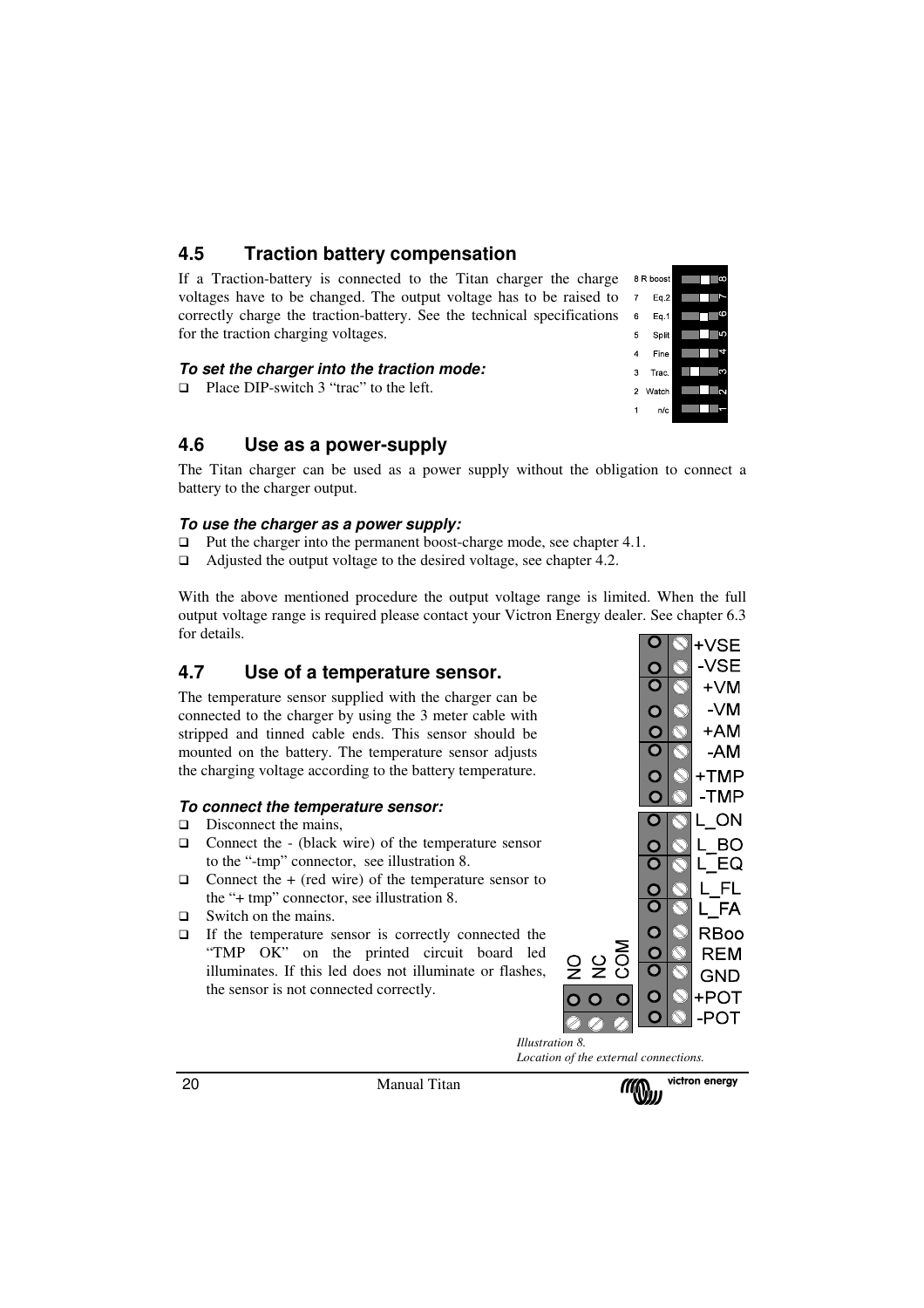## 4.5 Traction battery compensation

If a Traction-battery is connected to the Titan charger the charge voltages have to be changed. The output voltage has to be raised to correctly charge the traction-battery. See the technical specifications for the traction charging voltages.

8 R.boost
7 Eq.2
6 Eq.1
5 Split
4 Fine
3 Trac.
2 Watch
1 n/c

#### *To set the charger into the traction mode:*

- Place DIP-switch 3 "trac" to the left.

## 4.6 Use as a power-supply

The Titan charger can be used as a power supply without the obligation to connect a battery to the charger output.

#### *To use the charger as a power supply:*

- Put the charger into the permanent boost-charge mode, see chapter 4.1.
- Adjusted the output voltage to the desired voltage, see chapter 4.2.

With the above mentioned procedure the output voltage range is limited. When the full output voltage range is required please contact your Victron Energy dealer. See chapter 6.3 for details.

## 4.7 Use of a temperature sensor.

The temperature sensor supplied with the charger can be connected to the charger by using the 3 meter cable with stripped and tinned cable ends. This sensor should be mounted on the battery. The temperature sensor adjusts the charging voltage according to the battery temperature.

#### *To connect the temperature sensor:*

- Disconnect the mains,
- Connect the - (black wire) of the temperature sensor to the "-tmp" connector, see illustration 8.
- Connect the + (red wire) of the temperature sensor to the "+ tmp" connector, see illustration 8.
- Switch on the mains.
- If the temperature sensor is correctly connected the "TMP OK" on the printed circuit board led illuminates. If this led does not illuminate or flashes, the sensor is not connected correctly.

+VSE
-VSE
+VM
-VM
+AM
-AM
+TMP
-TMP
L_ON
L_BO
L_EQ
L_FL
L_FA
RBoo
REM
GND
+POT
-POT

NO NC COM

*Illustration 8.*
*Location of the external connections.*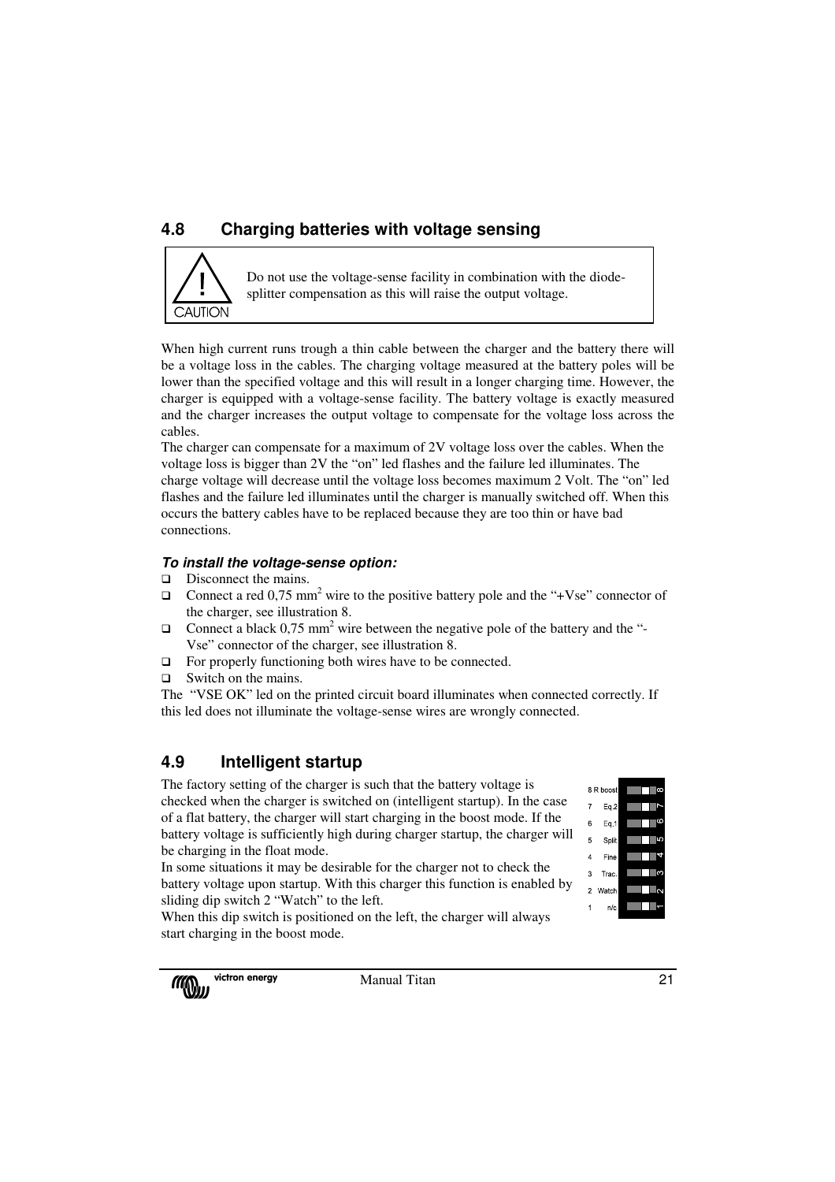## 4.8 Charging batteries with voltage sensing

> **CAUTION**
>
> Do not use the voltage-sense facility in combination with the diode-splitter compensation as this will raise the output voltage.

When high current runs trough a thin cable between the charger and the battery there will be a voltage loss in the cables. The charging voltage measured at the battery poles will be lower than the specified voltage and this will result in a longer charging time. However, the charger is equipped with a voltage-sense facility. The battery voltage is exactly measured and the charger increases the output voltage to compensate for the voltage loss across the cables.

The charger can compensate for a maximum of 2V voltage loss over the cables. When the voltage loss is bigger than 2V the "on" led flashes and the failure led illuminates. The charge voltage will decrease until the voltage loss becomes maximum 2 Volt. The "on" led flashes and the failure led illuminates until the charger is manually switched off. When this occurs the battery cables have to be replaced because they are too thin or have bad connections.

***To install the voltage-sense option:***

- Disconnect the mains.
- Connect a red 0,75 mm$^2$ wire to the positive battery pole and the "+Vse" connector of the charger, see illustration 8.
- Connect a black 0,75 mm$^2$ wire between the negative pole of the battery and the "-Vse" connector of the charger, see illustration 8.
- For properly functioning both wires have to be connected.
- Switch on the mains.

The "VSE OK" led on the printed circuit board illuminates when connected correctly. If this led does not illuminate the voltage-sense wires are wrongly connected.

## 4.9 Intelligent startup

The factory setting of the charger is such that the battery voltage is checked when the charger is switched on (intelligent startup). In the case of a flat battery, the charger will start charging in the boost mode. If the battery voltage is sufficiently high during charger startup, the charger will be charging in the float mode.

In some situations it may be desirable for the charger not to check the battery voltage upon startup. With this charger this function is enabled by sliding dip switch 2 "Watch" to the left.

When this dip switch is positioned on the left, the charger will always start charging in the boost mode.

| No. | Function |
|---|---|
| 8 | R boost |
| 7 | Eq.2 |
| 6 | Eq.1 |
| 5 | Split |
| 4 | Fine |
| 3 | Trac. |
| 2 | Watch |
| 1 | n/c |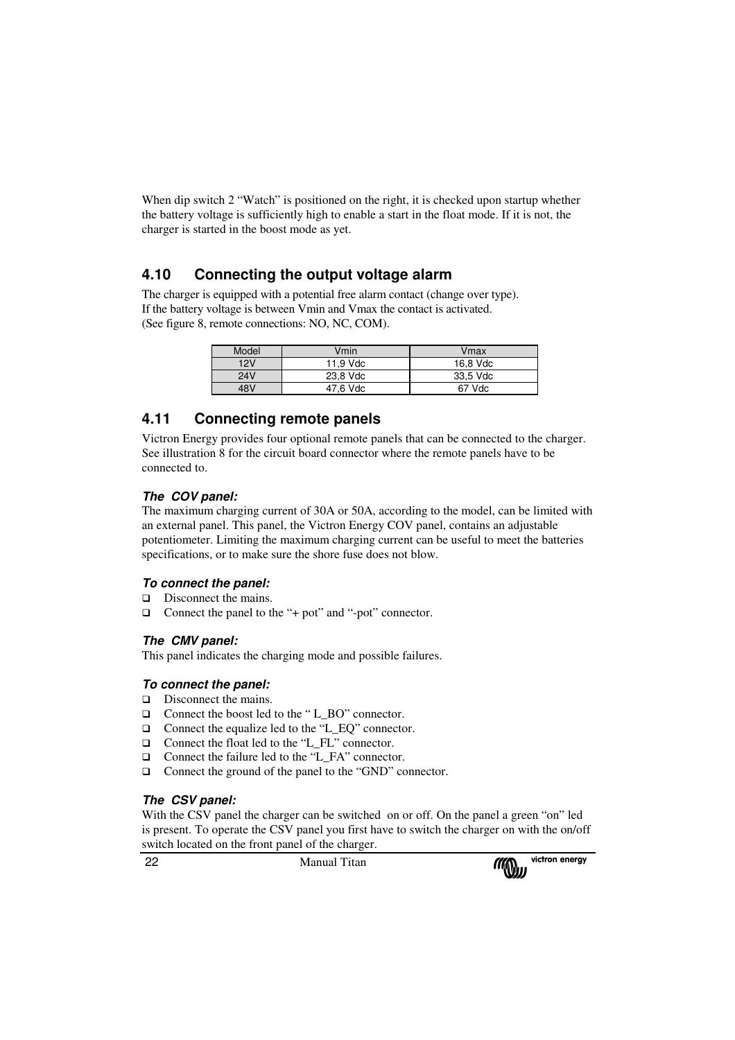When dip switch 2 “Watch” is positioned on the right, it is checked upon startup whether the battery voltage is sufficiently high to enable a start in the float mode. If it is not, the charger is started in the boost mode as yet.

## 4.10 Connecting the output voltage alarm

The charger is equipped with a potential free alarm contact (change over type).
If the battery voltage is between Vmin and Vmax the contact is activated.
(See figure 8, remote connections: NO, NC, COM).

| Model | Vmin | Vmax |
|---|---|---|
| 12V | 11,9 Vdc | 16,8 Vdc |
| 24V | 23,8 Vdc | 33,5 Vdc |
| 48V | 47,6 Vdc | 67 Vdc |

## 4.11 Connecting remote panels

Victron Energy provides four optional remote panels that can be connected to the charger. See illustration 8 for the circuit board connector where the remote panels have to be connected to.

***The COV panel:***

The maximum charging current of 30A or 50A, according to the model, can be limited with an external panel. This panel, the Victron Energy COV panel, contains an adjustable potentiometer. Limiting the maximum charging current can be useful to meet the batteries specifications, or to make sure the shore fuse does not blow.

***To connect the panel:***

- Disconnect the mains.
- Connect the panel to the “+ pot” and “-pot” connector.

***The CMV panel:***

This panel indicates the charging mode and possible failures.

***To connect the panel:***

- Disconnect the mains.
- Connect the boost led to the “ L_BO” connector.
- Connect the equalize led to the “L_EQ” connector.
- Connect the float led to the “L_FL” connector.
- Connect the failure led to the “L_FA” connector.
- Connect the ground of the panel to the “GND” connector.

***The CSV panel:***

With the CSV panel the charger can be switched on or off. On the panel a green “on” led is present. To operate the CSV panel you first have to switch the charger on with the on/off switch located on the front panel of the charger.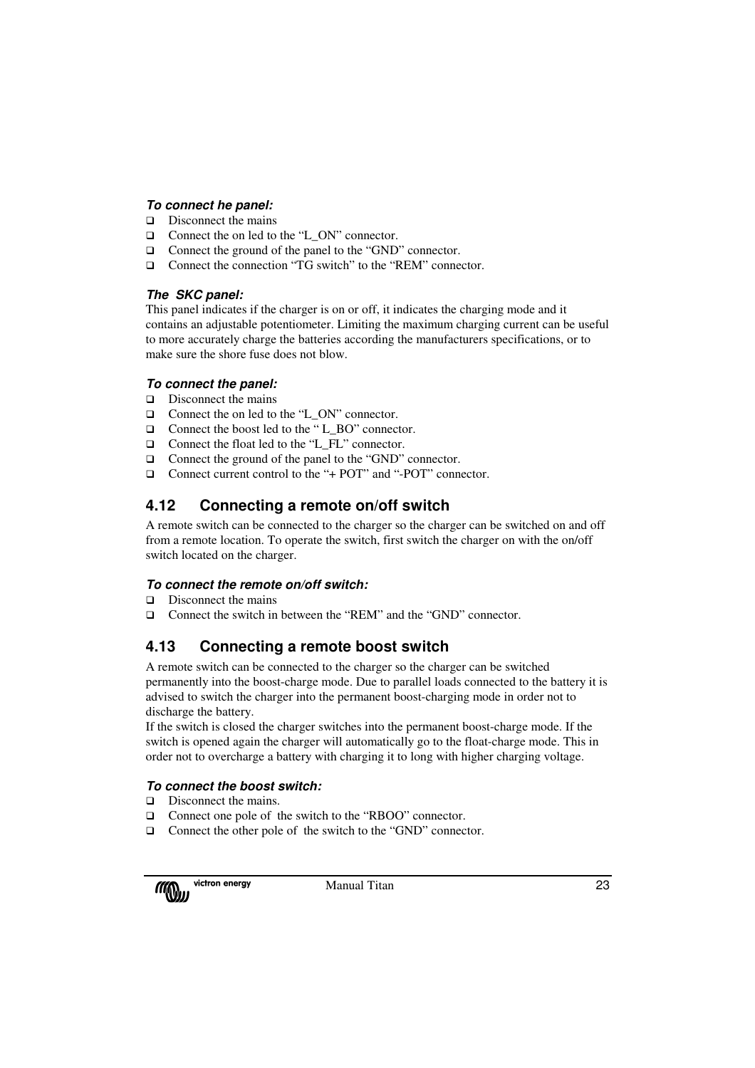***To connect he panel:***

- Disconnect the mains
- Connect the on led to the “L_ON” connector.
- Connect the ground of the panel to the “GND” connector.
- Connect the connection “TG switch” to the “REM” connector.

***The  SKC panel:***

This panel indicates if the charger is on or off, it indicates the charging mode and it contains an adjustable potentiometer. Limiting the maximum charging current can be useful to more accurately charge the batteries according the manufacturers specifications, or to make sure the shore fuse does not blow.

***To connect the panel:***

- Disconnect the mains
- Connect the on led to the “L_ON” connector.
- Connect the boost led to the “ L_BO” connector.
- Connect the float led to the “L_FL” connector.
- Connect the ground of the panel to the “GND” connector.
- Connect current control to the “+ POT” and “-POT” connector.

## 4.12 Connecting a remote on/off switch

A remote switch can be connected to the charger so the charger can be switched on and off from a remote location. To operate the switch, first switch the charger on with the on/off switch located on the charger.

***To connect the remote on/off switch:***

- Disconnect the mains
- Connect the switch in between the “REM” and the “GND” connector.

## 4.13 Connecting a remote boost switch

A remote switch can be connected to the charger so the charger can be switched permanently into the boost-charge mode. Due to parallel loads connected to the battery it is advised to switch the charger into the permanent boost-charging mode in order not to discharge the battery.
If the switch is closed the charger switches into the permanent boost-charge mode. If the switch is opened again the charger will automatically go to the float-charge mode. This in order not to overcharge a battery with charging it to long with higher charging voltage.

***To connect the boost switch:***

- Disconnect the mains.
- Connect one pole of  the switch to the “RBOO” connector.
- Connect the other pole of  the switch to the “GND” connector.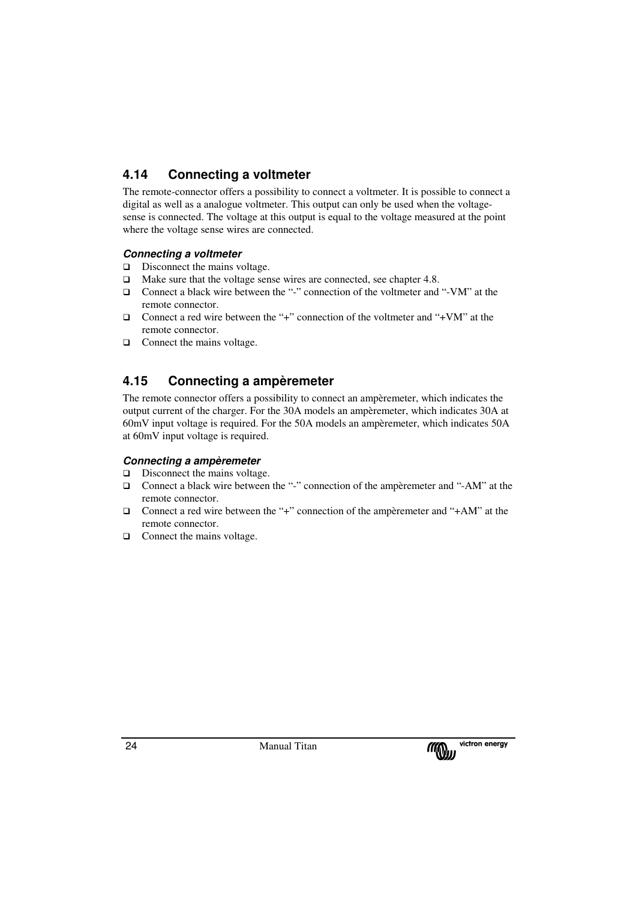## 4.14 Connecting a voltmeter

The remote-connector offers a possibility to connect a voltmeter. It is possible to connect a digital as well as a analogue voltmeter. This output can only be used when the voltage-sense is connected. The voltage at this output is equal to the voltage measured at the point where the voltage sense wires are connected.

### *Connecting a voltmeter*

- Disconnect the mains voltage.
- Make sure that the voltage sense wires are connected, see chapter 4.8.
- Connect a black wire between the "-" connection of the voltmeter and "-VM" at the remote connector.
- Connect a red wire between the "+" connection of the voltmeter and "+VM" at the remote connector.
- Connect the mains voltage.

## 4.15 Connecting a ampèremeter

The remote connector offers a possibility to connect an ampèremeter, which indicates the output current of the charger. For the 30A models an ampèremeter, which indicates 30A at 60mV input voltage is required. For the 50A models an ampèremeter, which indicates 50A at 60mV input voltage is required.

### *Connecting a ampèremeter*

- Disconnect the mains voltage.
- Connect a black wire between the "-" connection of the ampèremeter and "-AM" at the remote connector.
- Connect a red wire between the "+" connection of the ampèremeter and "+AM" at the remote connector.
- Connect the mains voltage.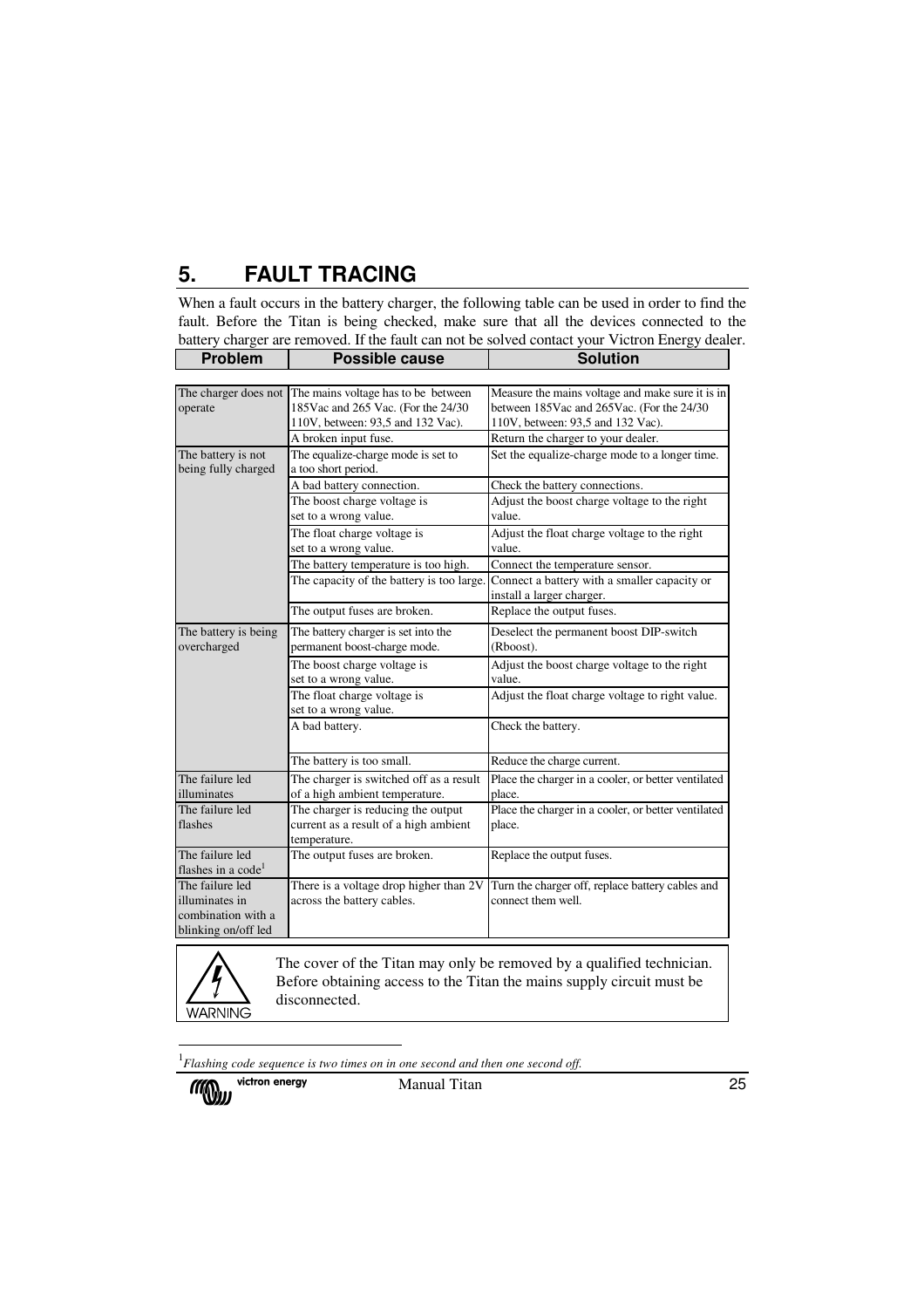# 5. FAULT TRACING

When a fault occurs in the battery charger, the following table can be used in order to find the fault. Before the Titan is being checked, make sure that all the devices connected to the battery charger are removed. If the fault can not be solved contact your Victron Energy dealer.

| Problem | Possible cause | Solution |
|---|---|---|
| The charger does not operate | The mains voltage has to be between 185Vac and 265 Vac. (For the 24/30 110V, between: 93,5 and 132 Vac). | Measure the mains voltage and make sure it is in between 185Vac and 265Vac. (For the 24/30 110V, between: 93,5 and 132 Vac). |
| | A broken input fuse. | Return the charger to your dealer. |
| The battery is not being fully charged | The equalize-charge mode is set to a too short period. | Set the equalize-charge mode to a longer time. |
| | A bad battery connection. | Check the battery connections. |
| | The boost charge voltage is set to a wrong value. | Adjust the boost charge voltage to the right value. |
| | The float charge voltage is set to a wrong value. | Adjust the float charge voltage to the right value. |
| | The battery temperature is too high. | Connect the temperature sensor. |
| | The capacity of the battery is too large. | Connect a battery with a smaller capacity or install a larger charger. |
| | The output fuses are broken. | Replace the output fuses. |
| The battery is being overcharged | The battery charger is set into the permanent boost-charge mode. | Deselect the permanent boost DIP-switch (Rboost). |
| | The boost charge voltage is set to a wrong value. | Adjust the boost charge voltage to the right value. |
| | The float charge voltage is set to a wrong value. | Adjust the float charge voltage to right value. |
| | A bad battery. | Check the battery. |
| | The battery is too small. | Reduce the charge current. |
| The failure led illuminates | The charger is switched off as a result of a high ambient temperature. | Place the charger in a cooler, or better ventilated place. |
| The failure led flashes | The charger is reducing the output current as a result of a high ambient temperature. | Place the charger in a cooler, or better ventilated place. |
| The failure led flashes in a code[1] | The output fuses are broken. | Replace the output fuses. |
| The failure led illuminates in combination with a blinking on/off led | There is a voltage drop higher than 2V across the battery cables. | Turn the charger off, replace battery cables and connect them well. |

WARNING

The cover of the Titan may only be removed by a qualified technician. Before obtaining access to the Titan the mains supply circuit must be disconnected.

[1] *Flashing code sequence is two times on in one second and then one second off.*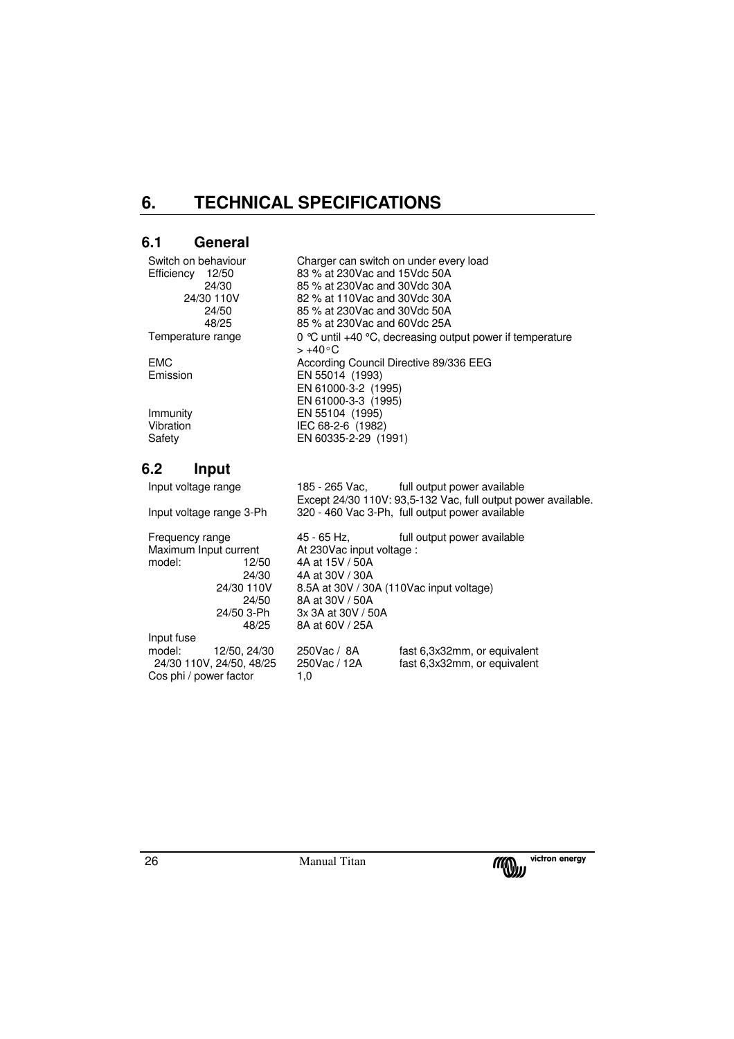# 6. TECHNICAL SPECIFICATIONS

## 6.1 General

| | |
|---|---|
| Switch on behaviour | Charger can switch on under every load |
| Efficiency 12/50 | 83 % at 230Vac and 15Vdc 50A |
| 24/30 | 85 % at 230Vac and 30Vdc 30A |
| 24/30 110V | 82 % at 110Vac and 30Vdc 30A |
| 24/50 | 85 % at 230Vac and 30Vdc 50A |
| 48/25 | 85 % at 230Vac and 60Vdc 25A |
| Temperature range | 0 °C until +40 °C, decreasing output power if temperature > +40°C |
| EMC | According Council Directive 89/336 EEG |
| Emission | EN 55014 (1993)<br>EN 61000-3-2 (1995)<br>EN 61000-3-3 (1995) |
| Immunity | EN 55104 (1995) |
| Vibration | IEC 68-2-6 (1982) |
| Safety | EN 60335-2-29 (1991) |

## 6.2 Input

| | | |
|---|---|---|
| Input voltage range | 185 - 265 Vac, | full output power available |
| | Except 24/30 110V: 93,5-132 Vac, full output power available. | |
| Input voltage range 3-Ph | 320 - 460 Vac 3-Ph, full output power available | |
| Frequency range | 45 - 65 Hz, | full output power available |
| Maximum Input current | At 230Vac input voltage : | |
| model: 12/50 | 4A at 15V / 50A | |
| 24/30 | 4A at 30V / 30A | |
| 24/30 110V | 8.5A at 30V / 30A (110Vac input voltage) | |
| 24/50 | 8A at 30V / 50A | |
| 24/50 3-Ph | 3x 3A at 30V / 50A | |
| 48/25 | 8A at 60V / 25A | |
| Input fuse | | |
| model: 12/50, 24/30 | 250Vac / 8A | fast 6,3x32mm, or equivalent |
| 24/30 110V, 24/50, 48/25 | 250Vac / 12A | fast 6,3x32mm, or equivalent |
| Cos phi / power factor | 1,0 | |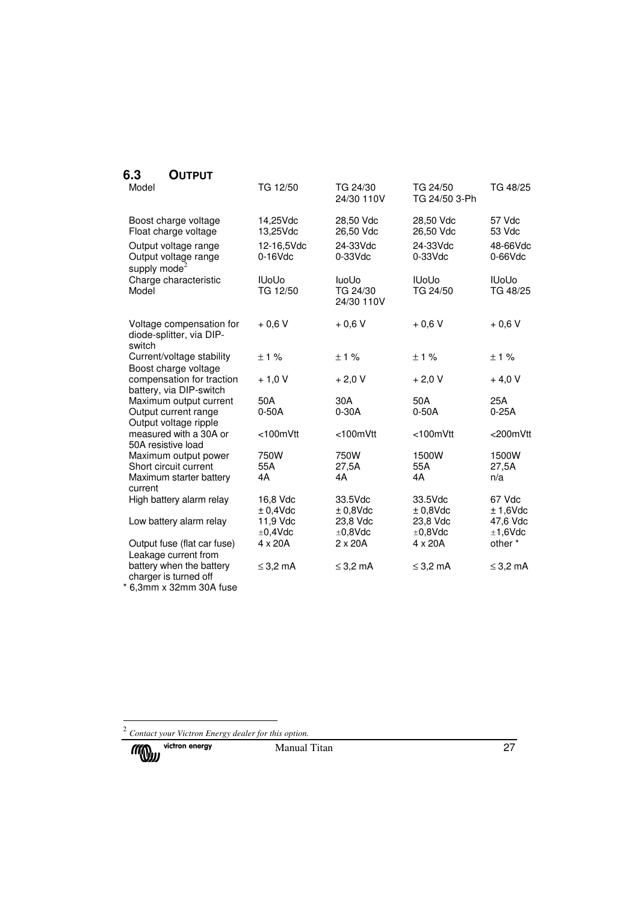## 6.3 OUTPUT

| Model | TG 12/50 | TG 24/30<br>24/30 110V | TG 24/50<br>TG 24/50 3-Ph | TG 48/25 |
|---|---|---|---|---|
| Boost charge voltage | 14,25Vdc | 28,50 Vdc | 28,50 Vdc | 57 Vdc |
| Float charge voltage | 13,25Vdc | 26,50 Vdc | 26,50 Vdc | 53 Vdc |
| Output voltage range | 12-16,5Vdc | 24-33Vdc | 24-33Vdc | 48-66Vdc |
| Output voltage range supply mode[2] | 0-16Vdc | 0-33Vdc | 0-33Vdc | 0-66Vdc |
| Charge characteristic | IUoUo | IuoUo | IUoUo | IUoUo |
| Model | TG 12/50 | TG 24/30<br>24/30 110V | TG 24/50 | TG 48/25 |
| Voltage compensation for diode-splitter, via DIP-switch | + 0,6 V | + 0,6 V | + 0,6 V | + 0,6 V |
| Current/voltage stability | ± 1 % | ± 1 % | ± 1 % | ± 1 % |
| Boost charge voltage compensation for traction battery, via DIP-switch | + 1,0 V | + 2,0 V | + 2,0 V | + 4,0 V |
| Maximum output current | 50A | 30A | 50A | 25A |
| Output current range | 0-50A | 0-30A | 0-50A | 0-25A |
| Output voltage ripple measured with a 30A or 50A resistive load | <100mVtt | <100mVtt | <100mVtt | <200mVtt |
| Maximum output power | 750W | 750W | 1500W | 1500W |
| Short circuit current | 55A | 27,5A | 55A | 27,5A |
| Maximum starter battery current | 4A | 4A | 4A | n/a |
| High battery alarm relay | 16,8 Vdc<br>± 0,4Vdc | 33.5Vdc<br>± 0,8Vdc | 33.5Vdc<br>± 0,8Vdc | 67 Vdc<br>± 1,6Vdc |
| Low battery alarm relay | 11,9 Vdc<br>±0,4Vdc | 23,8 Vdc<br>±0,8Vdc | 23,8 Vdc<br>±0,8Vdc | 47,6 Vdc<br>±1,6Vdc |
| Output fuse (flat car fuse) | 4 x 20A | 2 x 20A | 4 x 20A | other * |
| Leakage current from battery when the battery charger is turned off | ≤ 3,2 mA | ≤ 3,2 mA | ≤ 3,2 mA | ≤ 3,2 mA |

\* 6,3mm x 32mm 30A fuse

[2] *Contact your Victron Energy dealer for this option.*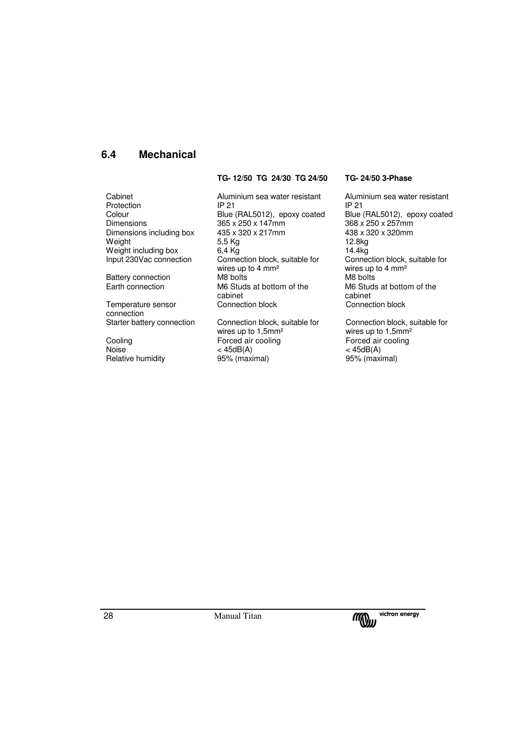## 6.4 Mechanical

| | TG- 12/50 TG 24/30 TG 24/50 | TG- 24/50 3-Phase |
|---|---|---|
| Cabinet | Aluminium sea water resistant | Aluminium sea water resistant |
| Protection | IP 21 | IP 21 |
| Colour | Blue (RAL5012), epoxy coated | Blue (RAL5012), epoxy coated |
| Dimensions | 365 x 250 x 147mm | 368 x 250 x 257mm |
| Dimensions including box | 435 x 320 x 217mm | 438 x 320 x 320mm |
| Weight | 5,5 Kg | 12.8kg |
| Weight including box | 6,4 Kg | 14.4kg |
| Input 230Vac connection | Connection block, suitable for wires up to 4 mm² | Connection block, suitable for wires up to 4 mm² |
| Battery connection | M8 bolts | M8 bolts |
| Earth connection | M6 Studs at bottom of the cabinet | M6 Studs at bottom of the cabinet |
| Temperature sensor connection | Connection block | Connection block |
| Starter battery connection | Connection block, suitable for wires up to 1,5mm² | Connection block, suitable for wires up to 1,5mm² |
| Cooling | Forced air cooling | Forced air cooling |
| Noise | < 45dB(A) | < 45dB(A) |
| Relative humidity | 95% (maximal) | 95% (maximal) |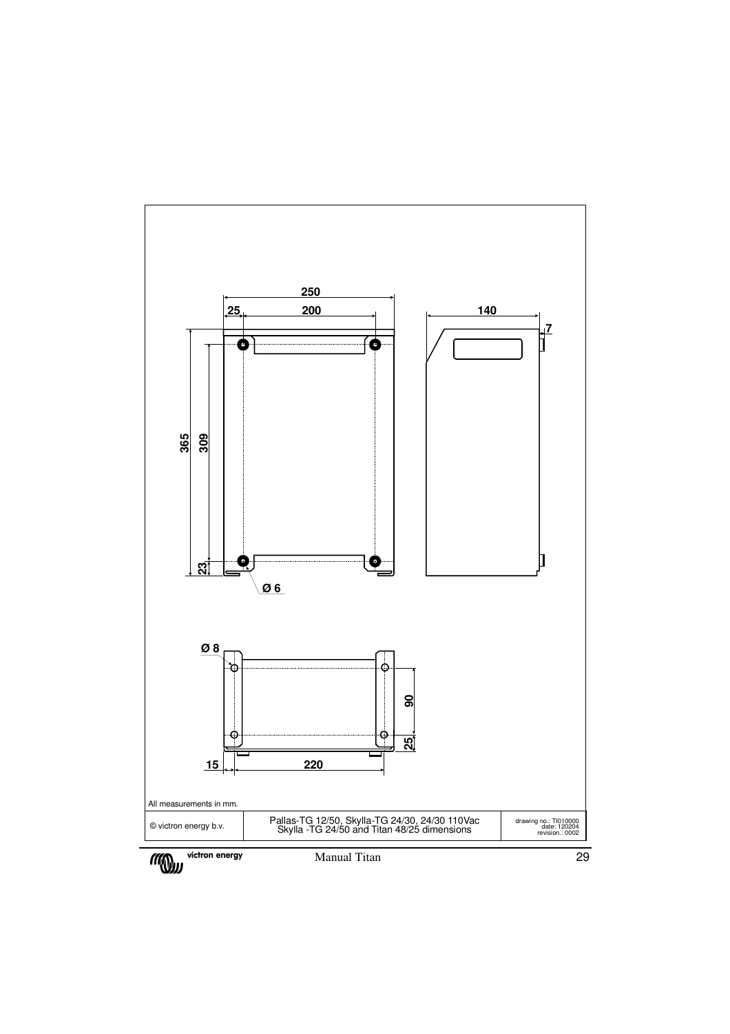250

25 200

140

7

365

309

23

Ø 6

Ø 8

90

25

15 220

All measurements in mm.

| © victron energy b.v. | Pallas-TG 12/50, Skylla-TG 24/30, 24/30 110Vac Skylla -TG 24/50 and Titan 48/25 dimensions | drawing no.: TI010000 date: 120204 revision.: 0002 |
|---|---|---|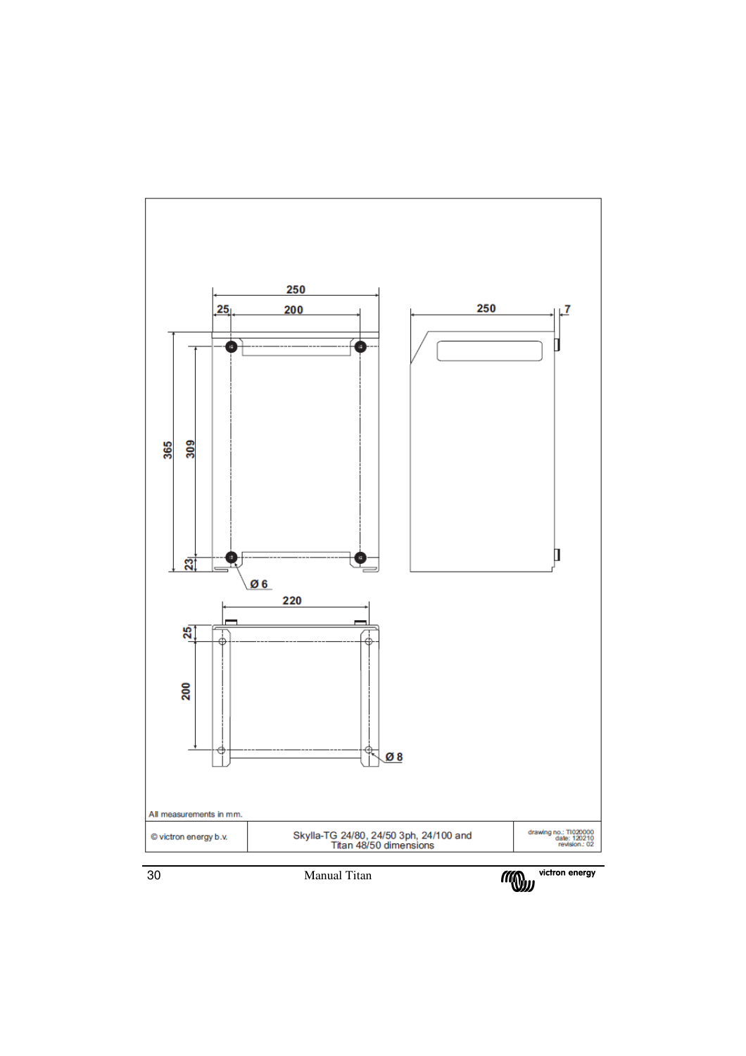All measurements in mm.

| © victron energy b.v. | Skylla-TG 24/80, 24/50 3ph, 24/100 and Titan 48/50 dimensions | drawing no.: TI020000 date: 120210 revision.: 02 |
|---|---|---|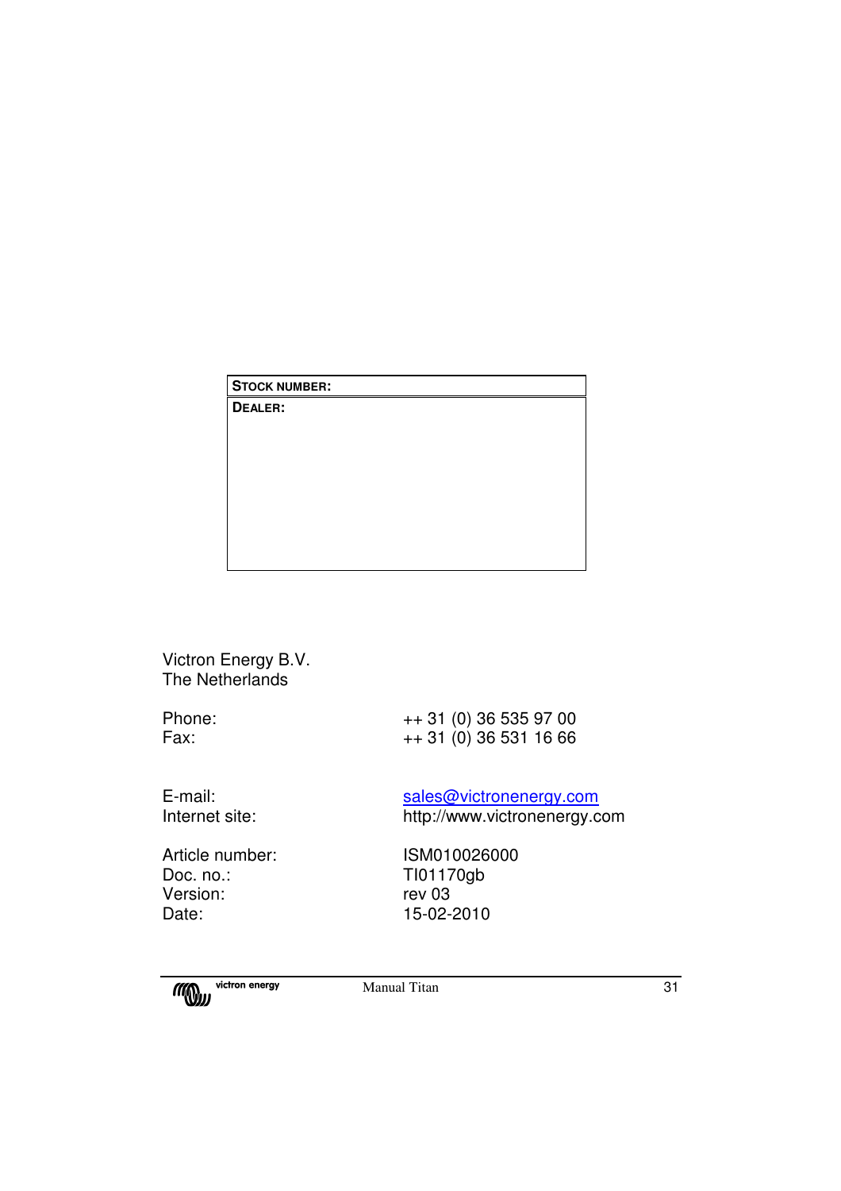| STOCK NUMBER: |
|---|
| DEALER: |

Victron Energy B.V.
The Netherlands

| | |
|---|---|
| Phone: | ++ 31 (0) 36 535 97 00 |
| Fax: | ++ 31 (0) 36 531 16 66 |
| E-mail: | sales@victronenergy.com |
| Internet site: | http://www.victronenergy.com |
| Article number: | ISM010026000 |
| Doc. no.: | TI01170gb |
| Version: | rev 03 |
| Date: | 15-02-2010 |